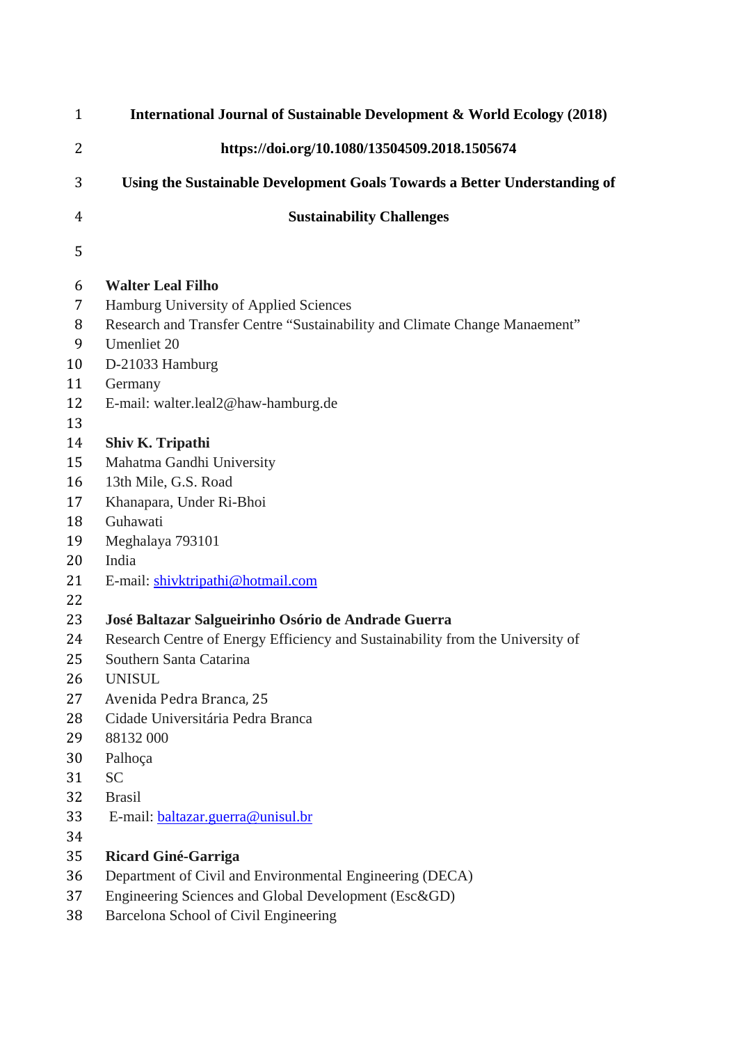**International Journal of Sustainable Development & World Ecology (2018)**

**https://doi.org/10.1080/13504509.2018.1505674**

# Using the Sustainable Development Goals Towards a Better Understanding of Sustainability Challenges

**Walter Leal Filho**
Hamburg University of Applied Sciences
Research and Transfer Centre "Sustainability and Climate Change Manaement"
Umenliet 20
D-21033 Hamburg
Germany
E-mail: walter.leal2@haw-hamburg.de

**Shiv K. Tripathi**
Mahatma Gandhi University
13th Mile, G.S. Road
Khanapara, Under Ri-Bhoi
Guhawati
Meghalaya 793101
India
E-mail: shivktripathi@hotmail.com

**José Baltazar Salgueirinho Osório de Andrade Guerra**
Research Centre of Energy Efficiency and Sustainability from the University of Southern Santa Catarina
UNISUL
Avenida Pedra Branca, 25
Cidade Universitária Pedra Branca
88132 000
Palhoça
SC
Brasil
E-mail: baltazar.guerra@unisul.br

**Ricard Giné-Garriga**
Department of Civil and Environmental Engineering (DECA)
Engineering Sciences and Global Development (Esc&GD)
Barcelona School of Civil Engineering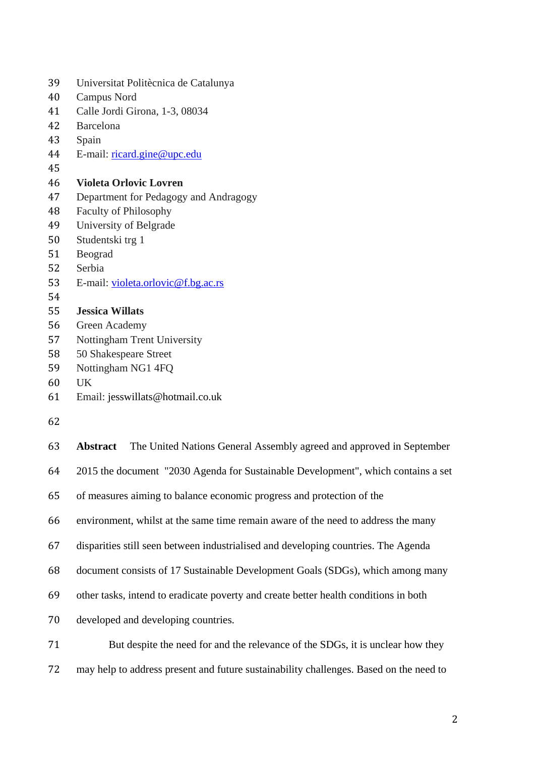Universitat Politècnica de Catalunya
Campus Nord
Calle Jordi Girona, 1-3, 08034
Barcelona
Spain
E-mail: ricard.gine@upc.edu

**Violeta Orlovic Lovren**
Department for Pedagogy and Andragogy
Faculty of Philosophy
University of Belgrade
Studentski trg 1
Beograd
Serbia
E-mail: violeta.orlovic@f.bg.ac.rs

**Jessica Willats**
Green Academy
Nottingham Trent University
50 Shakespeare Street
Nottingham NG1 4FQ
UK
Email: jesswillats@hotmail.co.uk

**Abstract** The United Nations General Assembly agreed and approved in September 2015 the document "2030 Agenda for Sustainable Development", which contains a set of measures aiming to balance economic progress and protection of the environment, whilst at the same time remain aware of the need to address the many disparities still seen between industrialised and developing countries. The Agenda document consists of 17 Sustainable Development Goals (SDGs), which among many other tasks, intend to eradicate poverty and create better health conditions in both developed and developing countries.

But despite the need for and the relevance of the SDGs, it is unclear how they may help to address present and future sustainability challenges. Based on the need to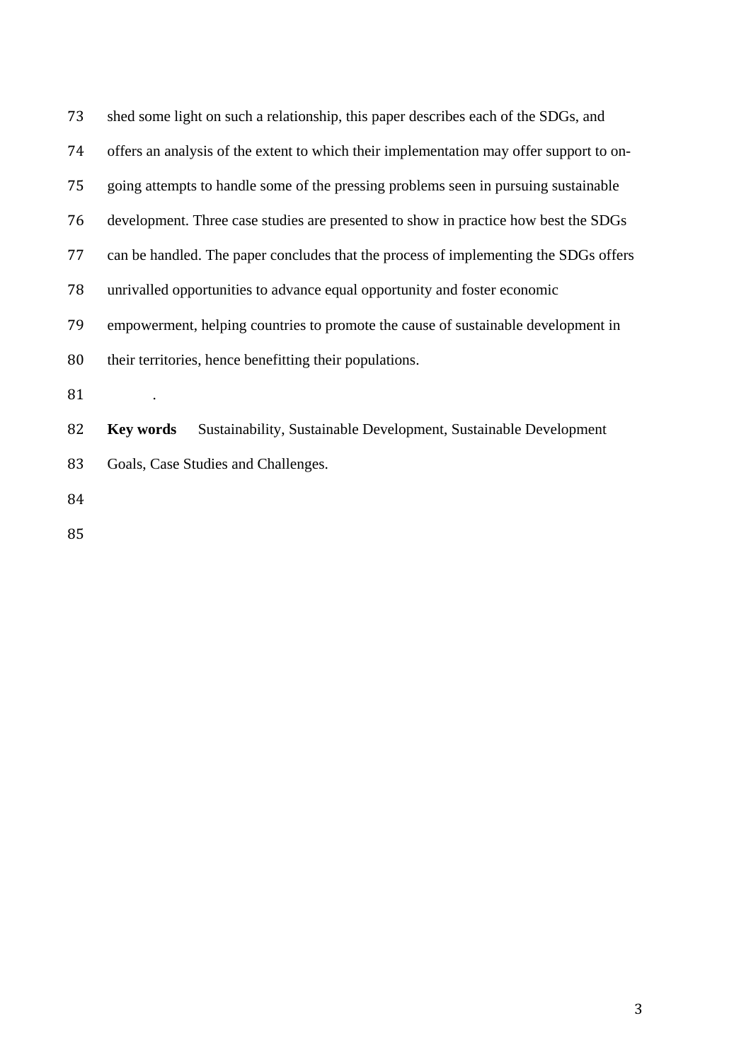shed some light on such a relationship, this paper describes each of the SDGs, and offers an analysis of the extent to which their implementation may offer support to on-going attempts to handle some of the pressing problems seen in pursuing sustainable development. Three case studies are presented to show in practice how best the SDGs can be handled. The paper concludes that the process of implementing the SDGs offers unrivalled opportunities to advance equal opportunity and foster economic empowerment, helping countries to promote the cause of sustainable development in their territories, hence benefitting their populations.

.

**Key words** Sustainability, Sustainable Development, Sustainable Development Goals, Case Studies and Challenges.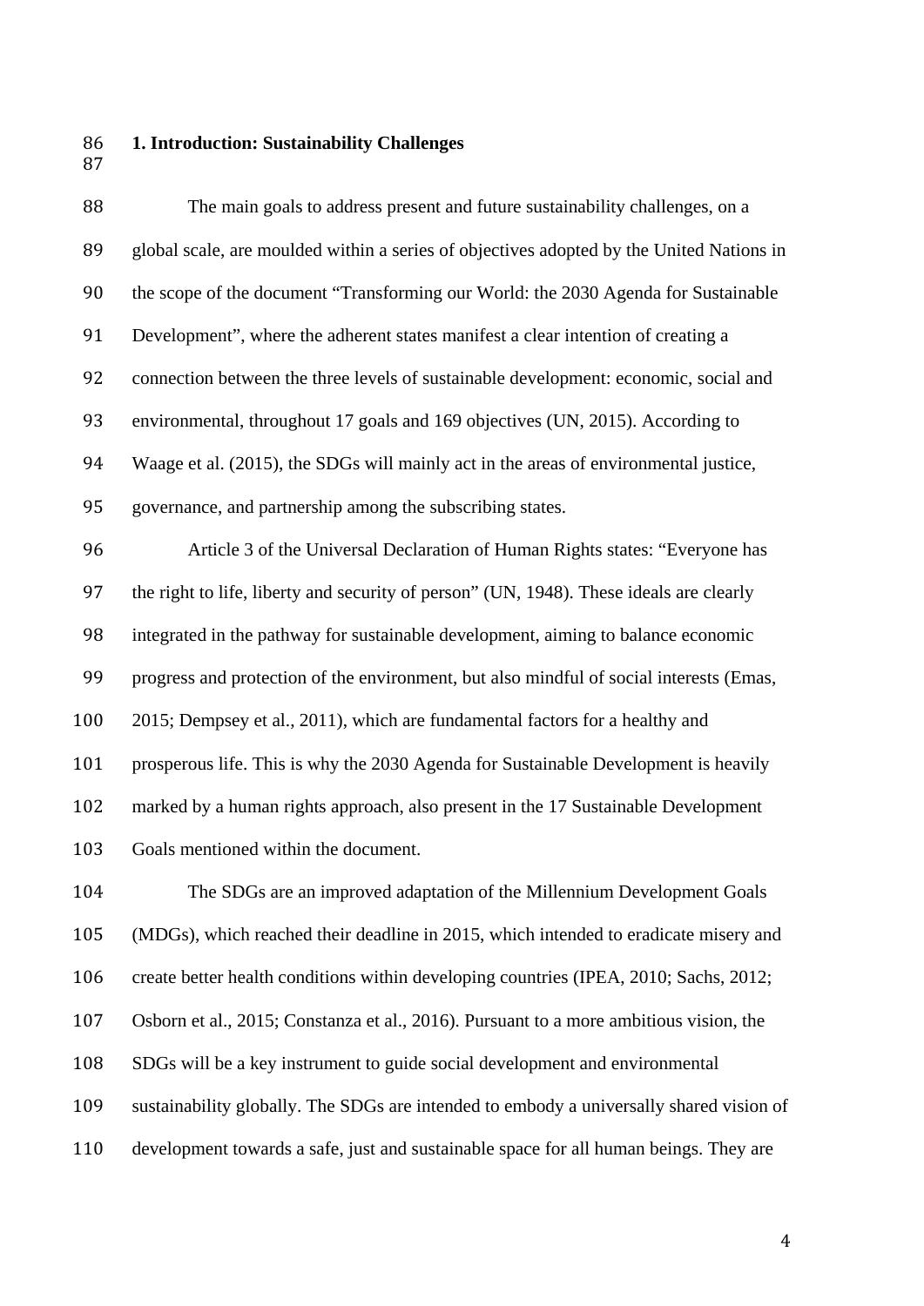## 1. Introduction: Sustainability Challenges

The main goals to address present and future sustainability challenges, on a global scale, are moulded within a series of objectives adopted by the United Nations in the scope of the document "Transforming our World: the 2030 Agenda for Sustainable Development", where the adherent states manifest a clear intention of creating a connection between the three levels of sustainable development: economic, social and environmental, throughout 17 goals and 169 objectives (UN, 2015). According to Waage et al. (2015), the SDGs will mainly act in the areas of environmental justice, governance, and partnership among the subscribing states.

Article 3 of the Universal Declaration of Human Rights states: "Everyone has the right to life, liberty and security of person" (UN, 1948). These ideals are clearly integrated in the pathway for sustainable development, aiming to balance economic progress and protection of the environment, but also mindful of social interests (Emas, 2015; Dempsey et al., 2011), which are fundamental factors for a healthy and prosperous life. This is why the 2030 Agenda for Sustainable Development is heavily marked by a human rights approach, also present in the 17 Sustainable Development Goals mentioned within the document.

The SDGs are an improved adaptation of the Millennium Development Goals (MDGs), which reached their deadline in 2015, which intended to eradicate misery and create better health conditions within developing countries (IPEA, 2010; Sachs, 2012; Osborn et al., 2015; Constanza et al., 2016). Pursuant to a more ambitious vision, the SDGs will be a key instrument to guide social development and environmental sustainability globally. The SDGs are intended to embody a universally shared vision of development towards a safe, just and sustainable space for all human beings. They are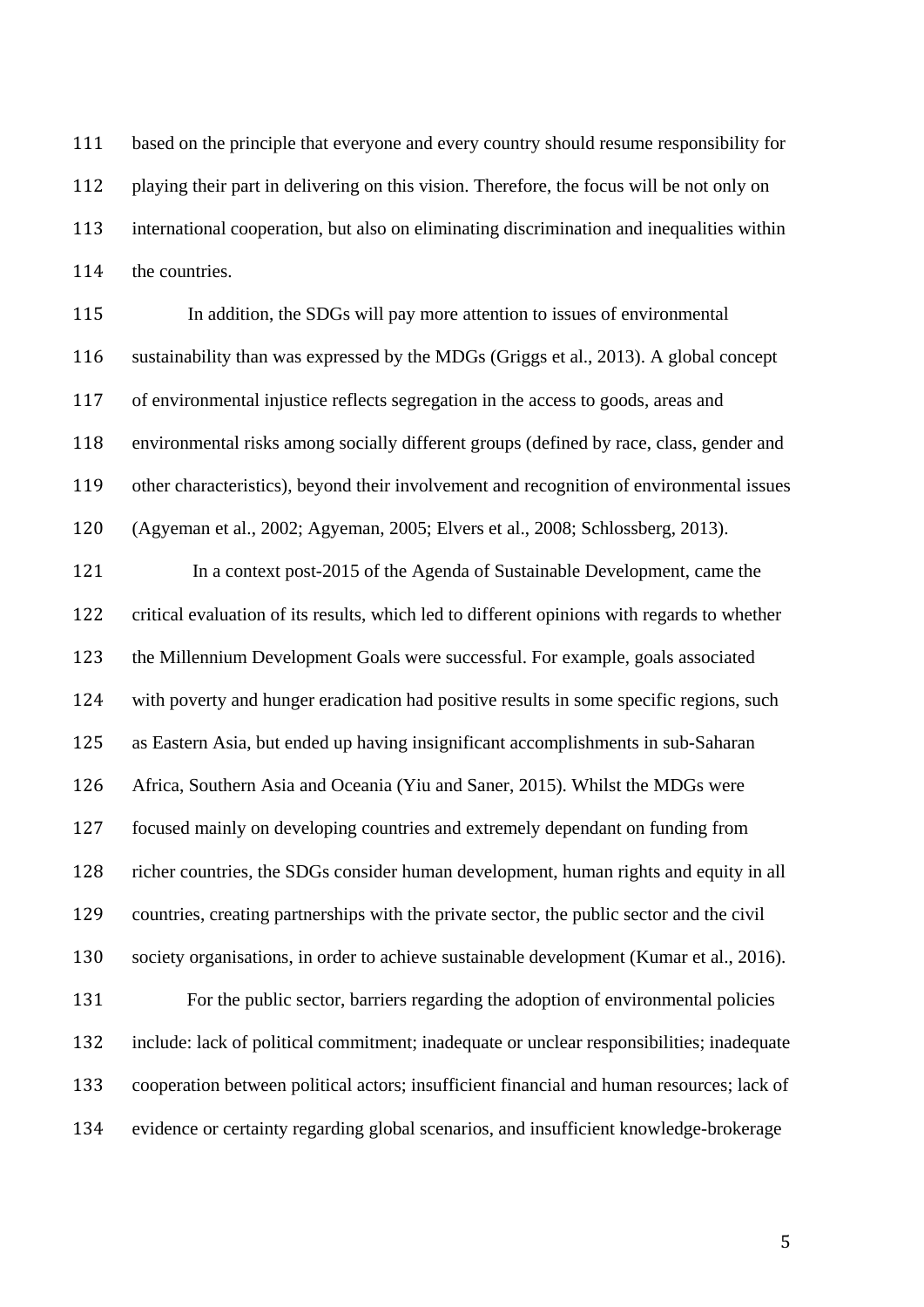based on the principle that everyone and every country should resume responsibility for playing their part in delivering on this vision. Therefore, the focus will be not only on international cooperation, but also on eliminating discrimination and inequalities within the countries.

In addition, the SDGs will pay more attention to issues of environmental sustainability than was expressed by the MDGs (Griggs et al., 2013). A global concept of environmental injustice reflects segregation in the access to goods, areas and environmental risks among socially different groups (defined by race, class, gender and other characteristics), beyond their involvement and recognition of environmental issues (Agyeman et al., 2002; Agyeman, 2005; Elvers et al., 2008; Schlossberg, 2013).

In a context post-2015 of the Agenda of Sustainable Development, came the critical evaluation of its results, which led to different opinions with regards to whether the Millennium Development Goals were successful. For example, goals associated with poverty and hunger eradication had positive results in some specific regions, such as Eastern Asia, but ended up having insignificant accomplishments in sub-Saharan Africa, Southern Asia and Oceania (Yiu and Saner, 2015). Whilst the MDGs were focused mainly on developing countries and extremely dependant on funding from richer countries, the SDGs consider human development, human rights and equity in all countries, creating partnerships with the private sector, the public sector and the civil society organisations, in order to achieve sustainable development (Kumar et al., 2016).

For the public sector, barriers regarding the adoption of environmental policies include: lack of political commitment; inadequate or unclear responsibilities; inadequate cooperation between political actors; insufficient financial and human resources; lack of evidence or certainty regarding global scenarios, and insufficient knowledge-brokerage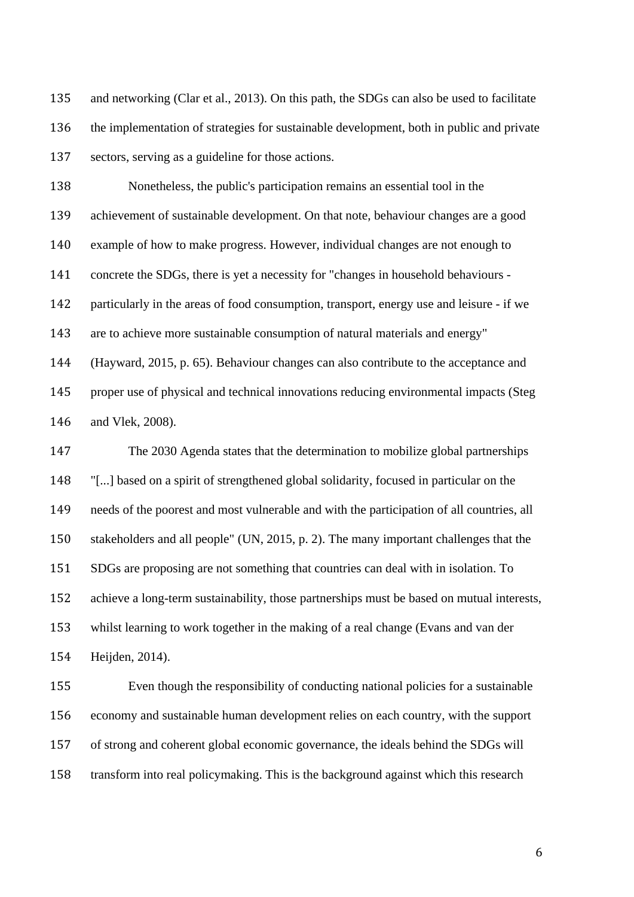and networking (Clar et al., 2013). On this path, the SDGs can also be used to facilitate the implementation of strategies for sustainable development, both in public and private sectors, serving as a guideline for those actions.

Nonetheless, the public's participation remains an essential tool in the achievement of sustainable development. On that note, behaviour changes are a good example of how to make progress. However, individual changes are not enough to concrete the SDGs, there is yet a necessity for "changes in household behaviours - particularly in the areas of food consumption, transport, energy use and leisure - if we are to achieve more sustainable consumption of natural materials and energy" (Hayward, 2015, p. 65). Behaviour changes can also contribute to the acceptance and proper use of physical and technical innovations reducing environmental impacts (Steg and Vlek, 2008).

The 2030 Agenda states that the determination to mobilize global partnerships "[...] based on a spirit of strengthened global solidarity, focused in particular on the needs of the poorest and most vulnerable and with the participation of all countries, all stakeholders and all people" (UN, 2015, p. 2). The many important challenges that the SDGs are proposing are not something that countries can deal with in isolation. To achieve a long-term sustainability, those partnerships must be based on mutual interests, whilst learning to work together in the making of a real change (Evans and van der Heijden, 2014).

Even though the responsibility of conducting national policies for a sustainable economy and sustainable human development relies on each country, with the support of strong and coherent global economic governance, the ideals behind the SDGs will transform into real policymaking. This is the background against which this research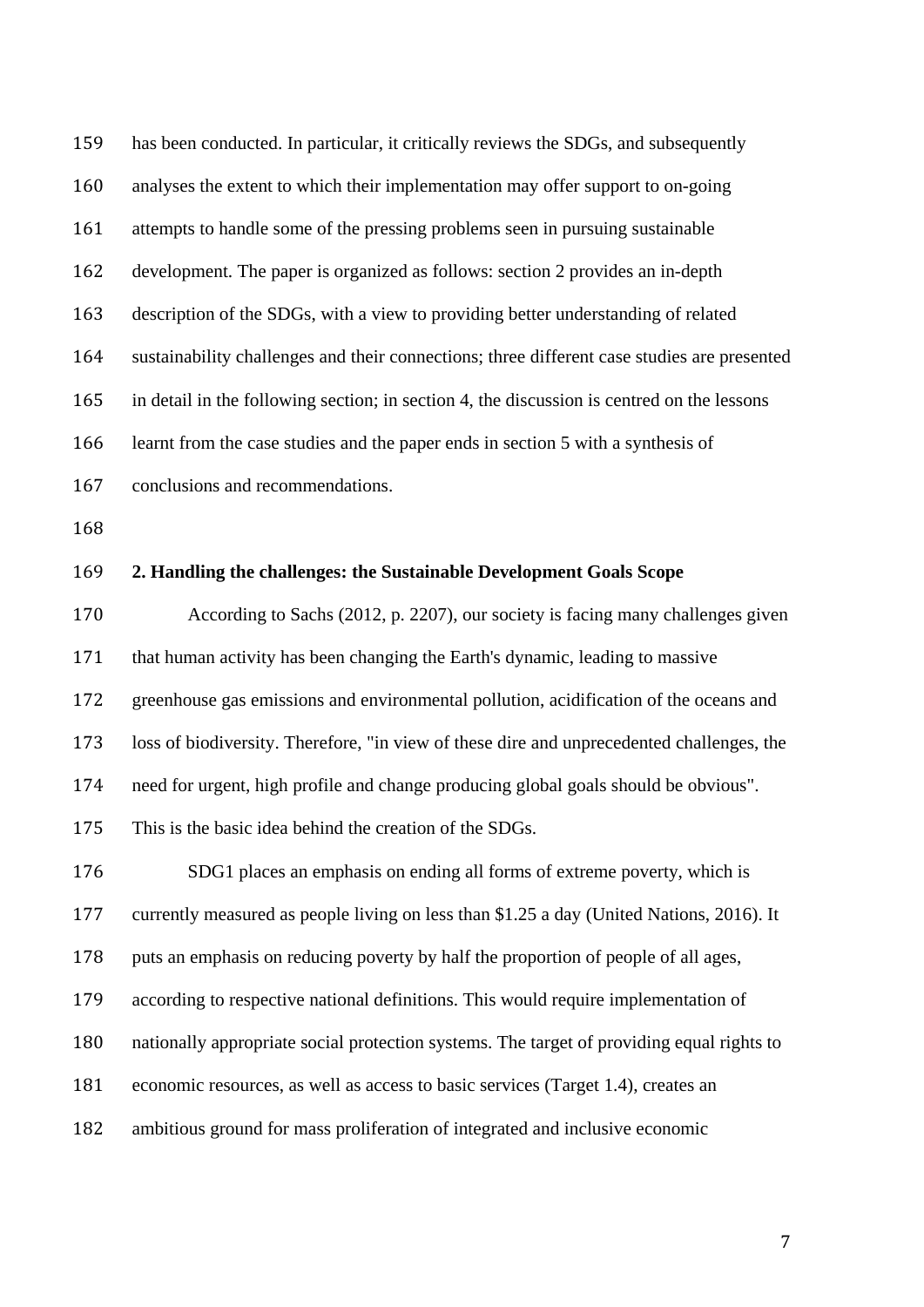has been conducted. In particular, it critically reviews the SDGs, and subsequently analyses the extent to which their implementation may offer support to on-going attempts to handle some of the pressing problems seen in pursuing sustainable development. The paper is organized as follows: section 2 provides an in-depth description of the SDGs, with a view to providing better understanding of related sustainability challenges and their connections; three different case studies are presented in detail in the following section; in section 4, the discussion is centred on the lessons learnt from the case studies and the paper ends in section 5 with a synthesis of conclusions and recommendations.

## 2. Handling the challenges: the Sustainable Development Goals Scope

According to Sachs (2012, p. 2207), our society is facing many challenges given that human activity has been changing the Earth's dynamic, leading to massive greenhouse gas emissions and environmental pollution, acidification of the oceans and loss of biodiversity. Therefore, "in view of these dire and unprecedented challenges, the need for urgent, high profile and change producing global goals should be obvious". This is the basic idea behind the creation of the SDGs.

SDG1 places an emphasis on ending all forms of extreme poverty, which is currently measured as people living on less than $1.25 a day (United Nations, 2016). It puts an emphasis on reducing poverty by half the proportion of people of all ages, according to respective national definitions. This would require implementation of nationally appropriate social protection systems. The target of providing equal rights to economic resources, as well as access to basic services (Target 1.4), creates an ambitious ground for mass proliferation of integrated and inclusive economic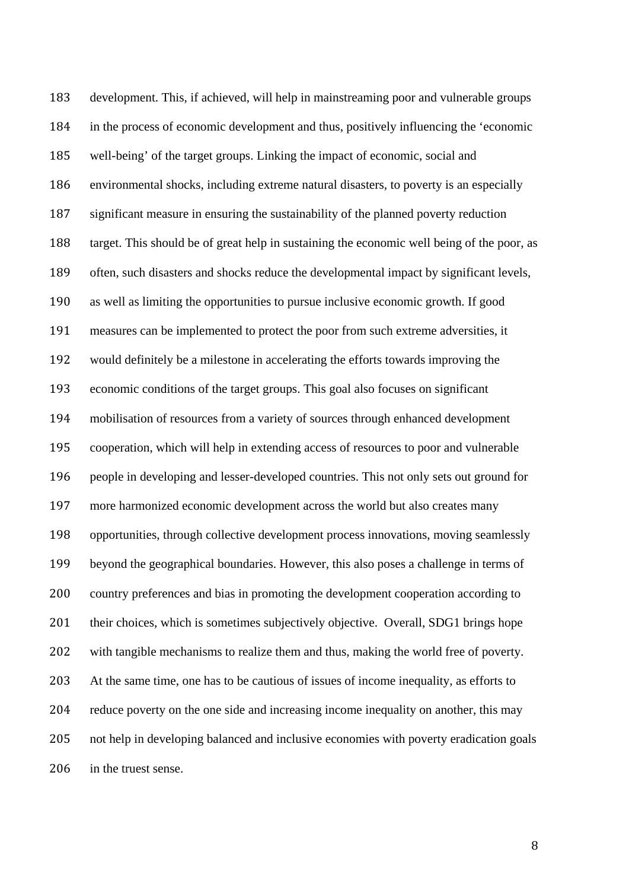development. This, if achieved, will help in mainstreaming poor and vulnerable groups in the process of economic development and thus, positively influencing the 'economic well-being' of the target groups. Linking the impact of economic, social and environmental shocks, including extreme natural disasters, to poverty is an especially significant measure in ensuring the sustainability of the planned poverty reduction target. This should be of great help in sustaining the economic well being of the poor, as often, such disasters and shocks reduce the developmental impact by significant levels, as well as limiting the opportunities to pursue inclusive economic growth. If good measures can be implemented to protect the poor from such extreme adversities, it would definitely be a milestone in accelerating the efforts towards improving the economic conditions of the target groups. This goal also focuses on significant mobilisation of resources from a variety of sources through enhanced development cooperation, which will help in extending access of resources to poor and vulnerable people in developing and lesser-developed countries. This not only sets out ground for more harmonized economic development across the world but also creates many opportunities, through collective development process innovations, moving seamlessly beyond the geographical boundaries. However, this also poses a challenge in terms of country preferences and bias in promoting the development cooperation according to their choices, which is sometimes subjectively objective. Overall, SDG1 brings hope with tangible mechanisms to realize them and thus, making the world free of poverty. At the same time, one has to be cautious of issues of income inequality, as efforts to reduce poverty on the one side and increasing income inequality on another, this may not help in developing balanced and inclusive economies with poverty eradication goals in the truest sense.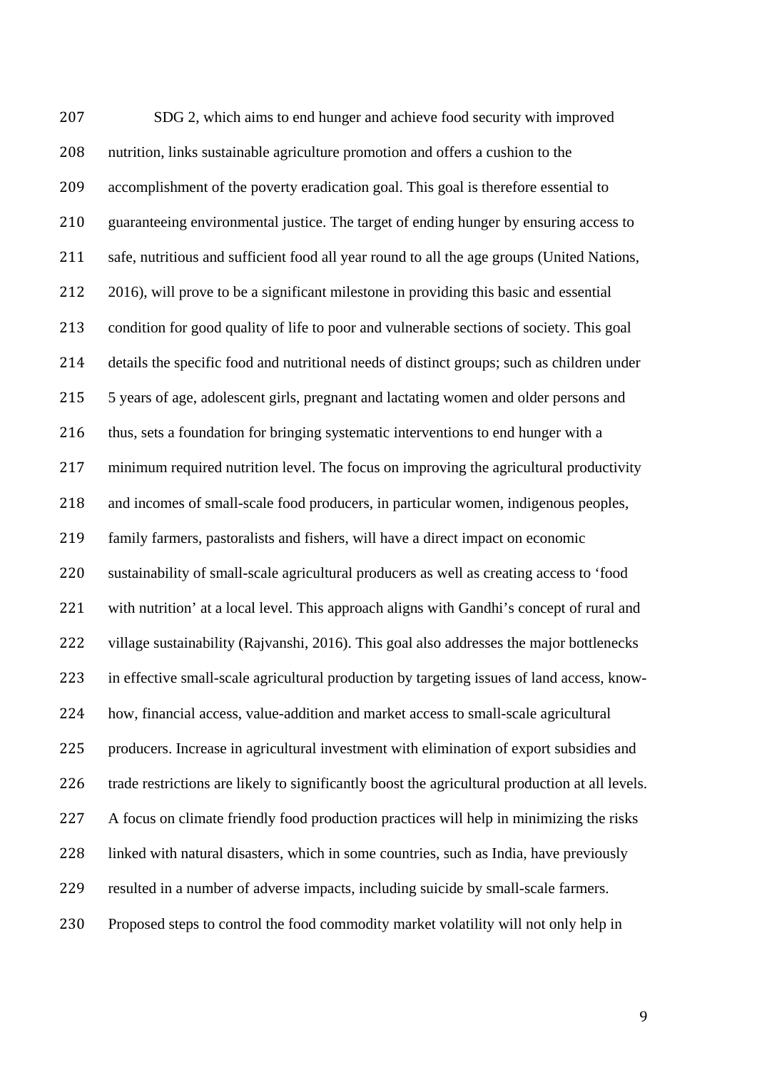SDG 2, which aims to end hunger and achieve food security with improved nutrition, links sustainable agriculture promotion and offers a cushion to the accomplishment of the poverty eradication goal. This goal is therefore essential to guaranteeing environmental justice. The target of ending hunger by ensuring access to safe, nutritious and sufficient food all year round to all the age groups (United Nations, 2016), will prove to be a significant milestone in providing this basic and essential condition for good quality of life to poor and vulnerable sections of society. This goal details the specific food and nutritional needs of distinct groups; such as children under 5 years of age, adolescent girls, pregnant and lactating women and older persons and thus, sets a foundation for bringing systematic interventions to end hunger with a minimum required nutrition level. The focus on improving the agricultural productivity and incomes of small-scale food producers, in particular women, indigenous peoples, family farmers, pastoralists and fishers, will have a direct impact on economic sustainability of small-scale agricultural producers as well as creating access to 'food with nutrition' at a local level. This approach aligns with Gandhi's concept of rural and village sustainability (Rajvanshi, 2016). This goal also addresses the major bottlenecks in effective small-scale agricultural production by targeting issues of land access, know-how, financial access, value-addition and market access to small-scale agricultural producers. Increase in agricultural investment with elimination of export subsidies and trade restrictions are likely to significantly boost the agricultural production at all levels. A focus on climate friendly food production practices will help in minimizing the risks linked with natural disasters, which in some countries, such as India, have previously resulted in a number of adverse impacts, including suicide by small-scale farmers. Proposed steps to control the food commodity market volatility will not only help in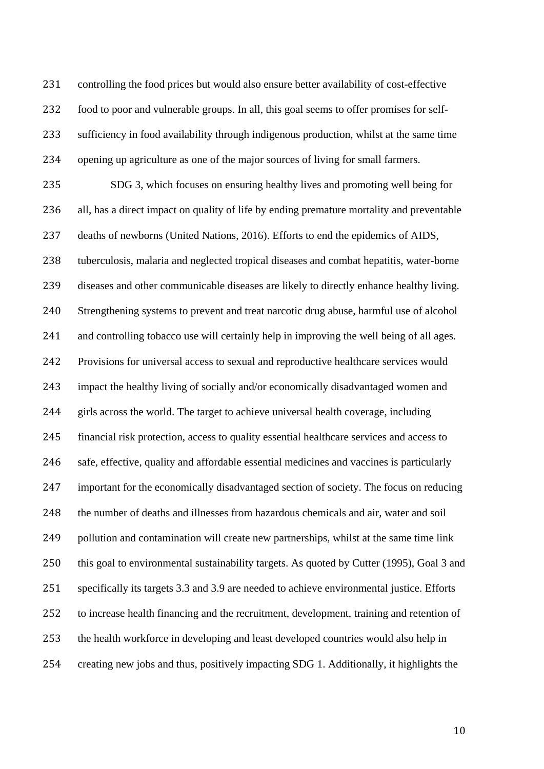controlling the food prices but would also ensure better availability of cost-effective food to poor and vulnerable groups. In all, this goal seems to offer promises for self-sufficiency in food availability through indigenous production, whilst at the same time opening up agriculture as one of the major sources of living for small farmers.

SDG 3, which focuses on ensuring healthy lives and promoting well being for all, has a direct impact on quality of life by ending premature mortality and preventable deaths of newborns (United Nations, 2016). Efforts to end the epidemics of AIDS, tuberculosis, malaria and neglected tropical diseases and combat hepatitis, water-borne diseases and other communicable diseases are likely to directly enhance healthy living. Strengthening systems to prevent and treat narcotic drug abuse, harmful use of alcohol and controlling tobacco use will certainly help in improving the well being of all ages. Provisions for universal access to sexual and reproductive healthcare services would impact the healthy living of socially and/or economically disadvantaged women and girls across the world. The target to achieve universal health coverage, including financial risk protection, access to quality essential healthcare services and access to safe, effective, quality and affordable essential medicines and vaccines is particularly important for the economically disadvantaged section of society. The focus on reducing the number of deaths and illnesses from hazardous chemicals and air, water and soil pollution and contamination will create new partnerships, whilst at the same time link this goal to environmental sustainability targets. As quoted by Cutter (1995), Goal 3 and specifically its targets 3.3 and 3.9 are needed to achieve environmental justice. Efforts to increase health financing and the recruitment, development, training and retention of the health workforce in developing and least developed countries would also help in creating new jobs and thus, positively impacting SDG 1. Additionally, it highlights the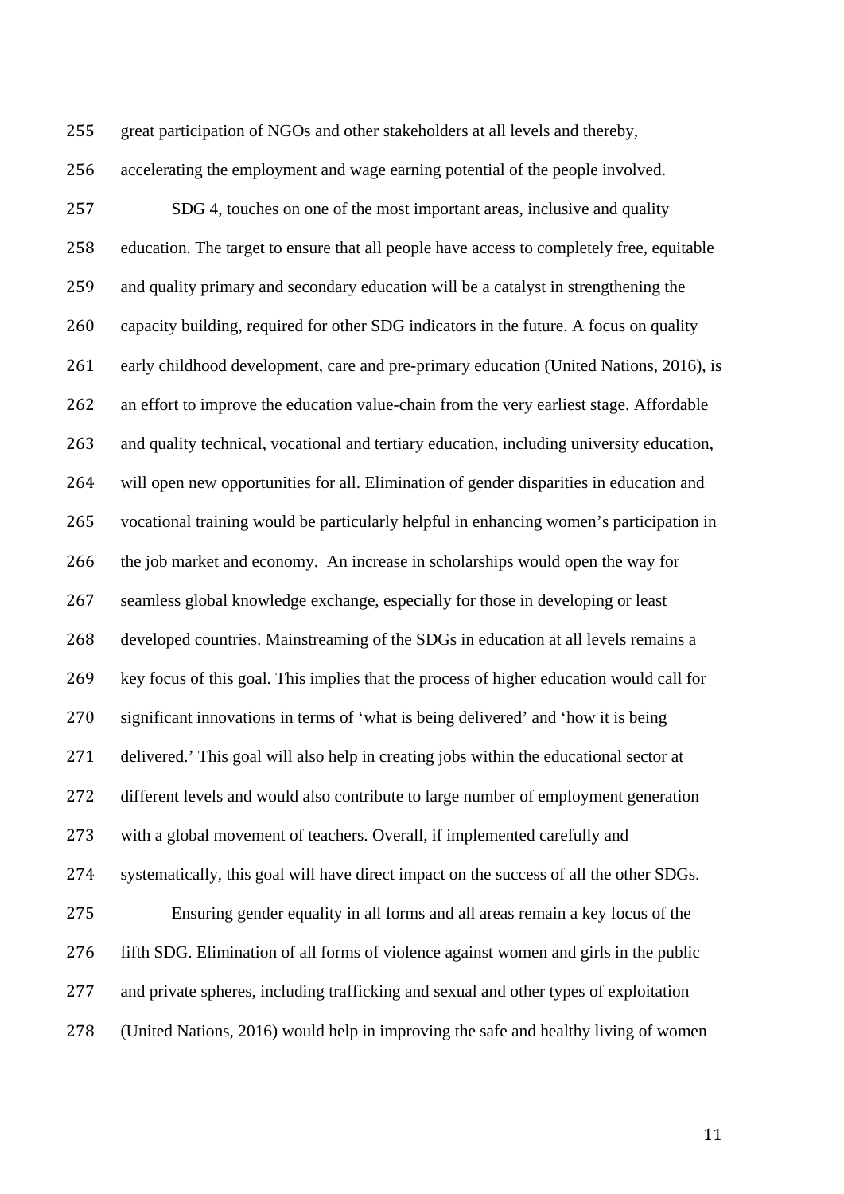great participation of NGOs and other stakeholders at all levels and thereby, accelerating the employment and wage earning potential of the people involved.

SDG 4, touches on one of the most important areas, inclusive and quality education. The target to ensure that all people have access to completely free, equitable and quality primary and secondary education will be a catalyst in strengthening the capacity building, required for other SDG indicators in the future. A focus on quality early childhood development, care and pre-primary education (United Nations, 2016), is an effort to improve the education value-chain from the very earliest stage. Affordable and quality technical, vocational and tertiary education, including university education, will open new opportunities for all. Elimination of gender disparities in education and vocational training would be particularly helpful in enhancing women's participation in the job market and economy.  An increase in scholarships would open the way for seamless global knowledge exchange, especially for those in developing or least developed countries. Mainstreaming of the SDGs in education at all levels remains a key focus of this goal. This implies that the process of higher education would call for significant innovations in terms of 'what is being delivered' and 'how it is being delivered.' This goal will also help in creating jobs within the educational sector at different levels and would also contribute to large number of employment generation with a global movement of teachers. Overall, if implemented carefully and systematically, this goal will have direct impact on the success of all the other SDGs.

Ensuring gender equality in all forms and all areas remain a key focus of the fifth SDG. Elimination of all forms of violence against women and girls in the public and private spheres, including trafficking and sexual and other types of exploitation (United Nations, 2016) would help in improving the safe and healthy living of women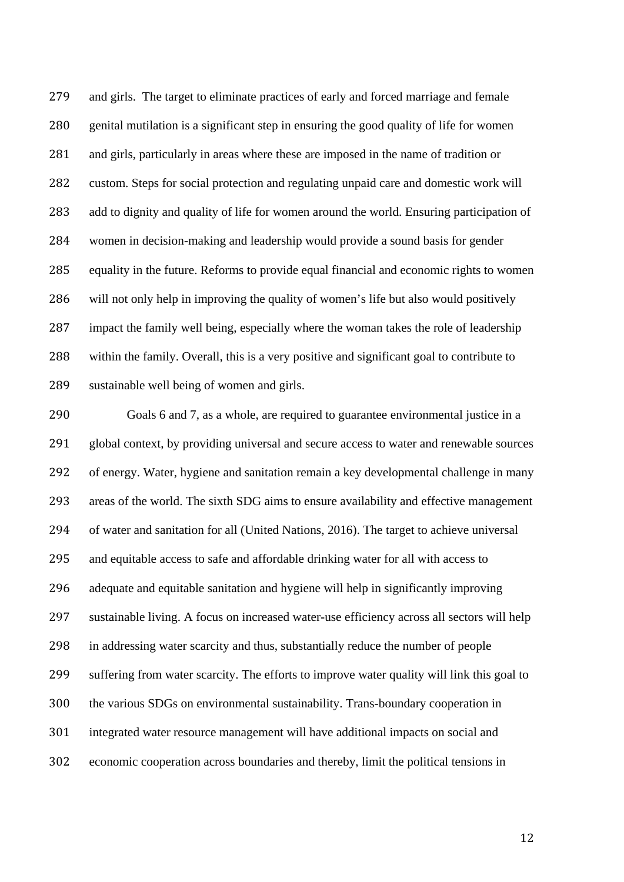and girls. The target to eliminate practices of early and forced marriage and female genital mutilation is a significant step in ensuring the good quality of life for women and girls, particularly in areas where these are imposed in the name of tradition or custom. Steps for social protection and regulating unpaid care and domestic work will add to dignity and quality of life for women around the world. Ensuring participation of women in decision-making and leadership would provide a sound basis for gender equality in the future. Reforms to provide equal financial and economic rights to women will not only help in improving the quality of women's life but also would positively impact the family well being, especially where the woman takes the role of leadership within the family. Overall, this is a very positive and significant goal to contribute to sustainable well being of women and girls.

Goals 6 and 7, as a whole, are required to guarantee environmental justice in a global context, by providing universal and secure access to water and renewable sources of energy. Water, hygiene and sanitation remain a key developmental challenge in many areas of the world. The sixth SDG aims to ensure availability and effective management of water and sanitation for all (United Nations, 2016). The target to achieve universal and equitable access to safe and affordable drinking water for all with access to adequate and equitable sanitation and hygiene will help in significantly improving sustainable living. A focus on increased water-use efficiency across all sectors will help in addressing water scarcity and thus, substantially reduce the number of people suffering from water scarcity. The efforts to improve water quality will link this goal to the various SDGs on environmental sustainability. Trans-boundary cooperation in integrated water resource management will have additional impacts on social and economic cooperation across boundaries and thereby, limit the political tensions in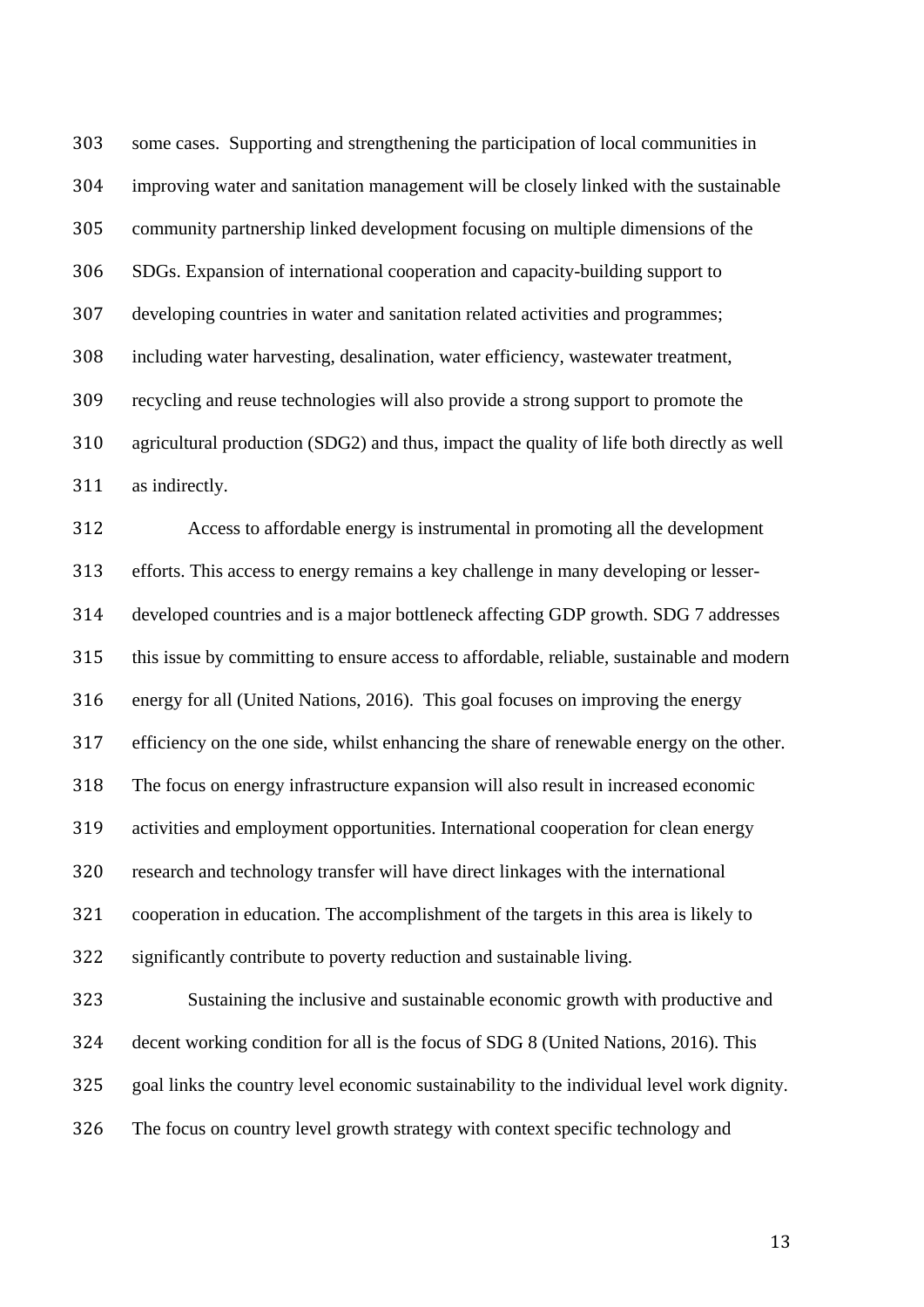some cases. Supporting and strengthening the participation of local communities in improving water and sanitation management will be closely linked with the sustainable community partnership linked development focusing on multiple dimensions of the SDGs. Expansion of international cooperation and capacity-building support to developing countries in water and sanitation related activities and programmes; including water harvesting, desalination, water efficiency, wastewater treatment, recycling and reuse technologies will also provide a strong support to promote the agricultural production (SDG2) and thus, impact the quality of life both directly as well as indirectly.

Access to affordable energy is instrumental in promoting all the development efforts. This access to energy remains a key challenge in many developing or lesser-developed countries and is a major bottleneck affecting GDP growth. SDG 7 addresses this issue by committing to ensure access to affordable, reliable, sustainable and modern energy for all (United Nations, 2016). This goal focuses on improving the energy efficiency on the one side, whilst enhancing the share of renewable energy on the other. The focus on energy infrastructure expansion will also result in increased economic activities and employment opportunities. International cooperation for clean energy research and technology transfer will have direct linkages with the international cooperation in education. The accomplishment of the targets in this area is likely to significantly contribute to poverty reduction and sustainable living.

Sustaining the inclusive and sustainable economic growth with productive and decent working condition for all is the focus of SDG 8 (United Nations, 2016). This goal links the country level economic sustainability to the individual level work dignity. The focus on country level growth strategy with context specific technology and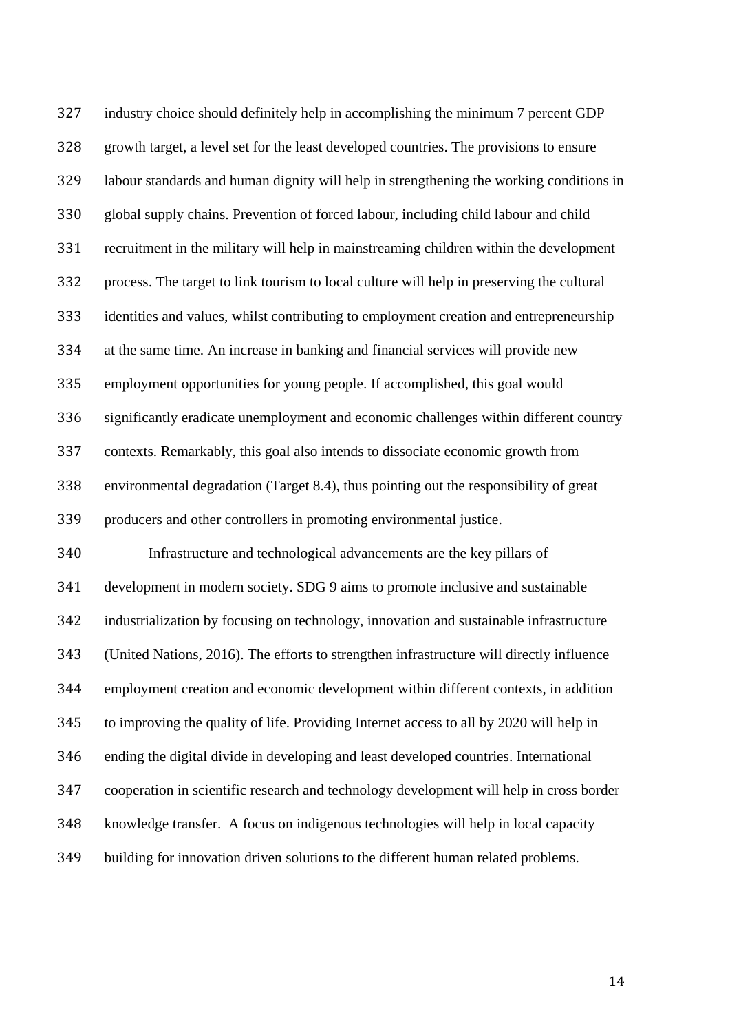industry choice should definitely help in accomplishing the minimum 7 percent GDP growth target, a level set for the least developed countries. The provisions to ensure labour standards and human dignity will help in strengthening the working conditions in global supply chains. Prevention of forced labour, including child labour and child recruitment in the military will help in mainstreaming children within the development process. The target to link tourism to local culture will help in preserving the cultural identities and values, whilst contributing to employment creation and entrepreneurship at the same time. An increase in banking and financial services will provide new employment opportunities for young people. If accomplished, this goal would significantly eradicate unemployment and economic challenges within different country contexts. Remarkably, this goal also intends to dissociate economic growth from environmental degradation (Target 8.4), thus pointing out the responsibility of great producers and other controllers in promoting environmental justice.

Infrastructure and technological advancements are the key pillars of development in modern society. SDG 9 aims to promote inclusive and sustainable industrialization by focusing on technology, innovation and sustainable infrastructure (United Nations, 2016). The efforts to strengthen infrastructure will directly influence employment creation and economic development within different contexts, in addition to improving the quality of life. Providing Internet access to all by 2020 will help in ending the digital divide in developing and least developed countries. International cooperation in scientific research and technology development will help in cross border knowledge transfer. A focus on indigenous technologies will help in local capacity building for innovation driven solutions to the different human related problems.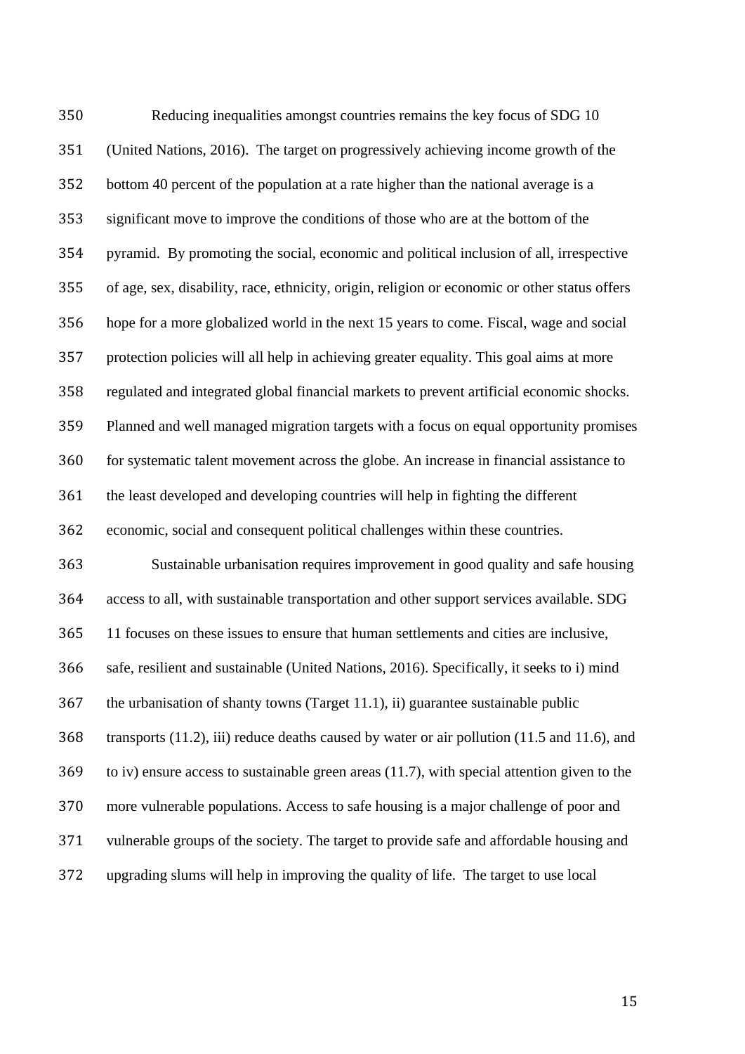Reducing inequalities amongst countries remains the key focus of SDG 10 (United Nations, 2016). The target on progressively achieving income growth of the bottom 40 percent of the population at a rate higher than the national average is a significant move to improve the conditions of those who are at the bottom of the pyramid. By promoting the social, economic and political inclusion of all, irrespective of age, sex, disability, race, ethnicity, origin, religion or economic or other status offers hope for a more globalized world in the next 15 years to come. Fiscal, wage and social protection policies will all help in achieving greater equality. This goal aims at more regulated and integrated global financial markets to prevent artificial economic shocks. Planned and well managed migration targets with a focus on equal opportunity promises for systematic talent movement across the globe. An increase in financial assistance to the least developed and developing countries will help in fighting the different economic, social and consequent political challenges within these countries.

Sustainable urbanisation requires improvement in good quality and safe housing access to all, with sustainable transportation and other support services available. SDG 11 focuses on these issues to ensure that human settlements and cities are inclusive, safe, resilient and sustainable (United Nations, 2016). Specifically, it seeks to i) mind the urbanisation of shanty towns (Target 11.1), ii) guarantee sustainable public transports (11.2), iii) reduce deaths caused by water or air pollution (11.5 and 11.6), and to iv) ensure access to sustainable green areas (11.7), with special attention given to the more vulnerable populations. Access to safe housing is a major challenge of poor and vulnerable groups of the society. The target to provide safe and affordable housing and upgrading slums will help in improving the quality of life. The target to use local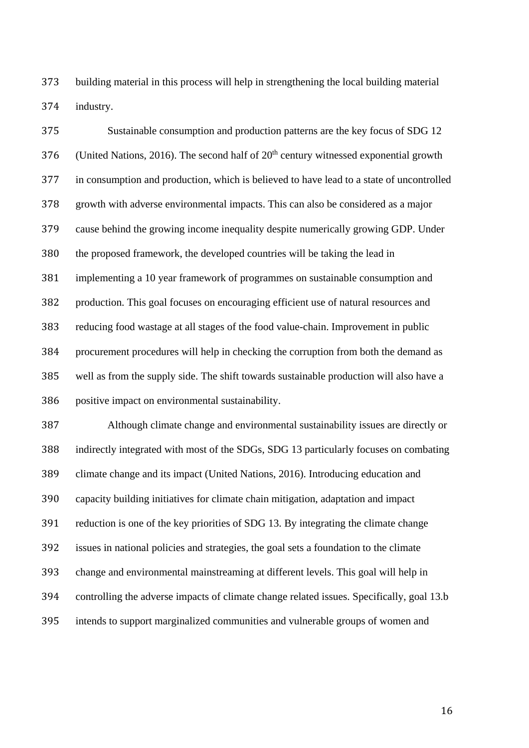building material in this process will help in strengthening the local building material industry.

Sustainable consumption and production patterns are the key focus of SDG 12 (United Nations, 2016). The second half of 20th century witnessed exponential growth in consumption and production, which is believed to have lead to a state of uncontrolled growth with adverse environmental impacts. This can also be considered as a major cause behind the growing income inequality despite numerically growing GDP. Under the proposed framework, the developed countries will be taking the lead in implementing a 10 year framework of programmes on sustainable consumption and production. This goal focuses on encouraging efficient use of natural resources and reducing food wastage at all stages of the food value-chain. Improvement in public procurement procedures will help in checking the corruption from both the demand as well as from the supply side. The shift towards sustainable production will also have a positive impact on environmental sustainability.

Although climate change and environmental sustainability issues are directly or indirectly integrated with most of the SDGs, SDG 13 particularly focuses on combating climate change and its impact (United Nations, 2016). Introducing education and capacity building initiatives for climate chain mitigation, adaptation and impact reduction is one of the key priorities of SDG 13. By integrating the climate change issues in national policies and strategies, the goal sets a foundation to the climate change and environmental mainstreaming at different levels. This goal will help in controlling the adverse impacts of climate change related issues. Specifically, goal 13.b intends to support marginalized communities and vulnerable groups of women and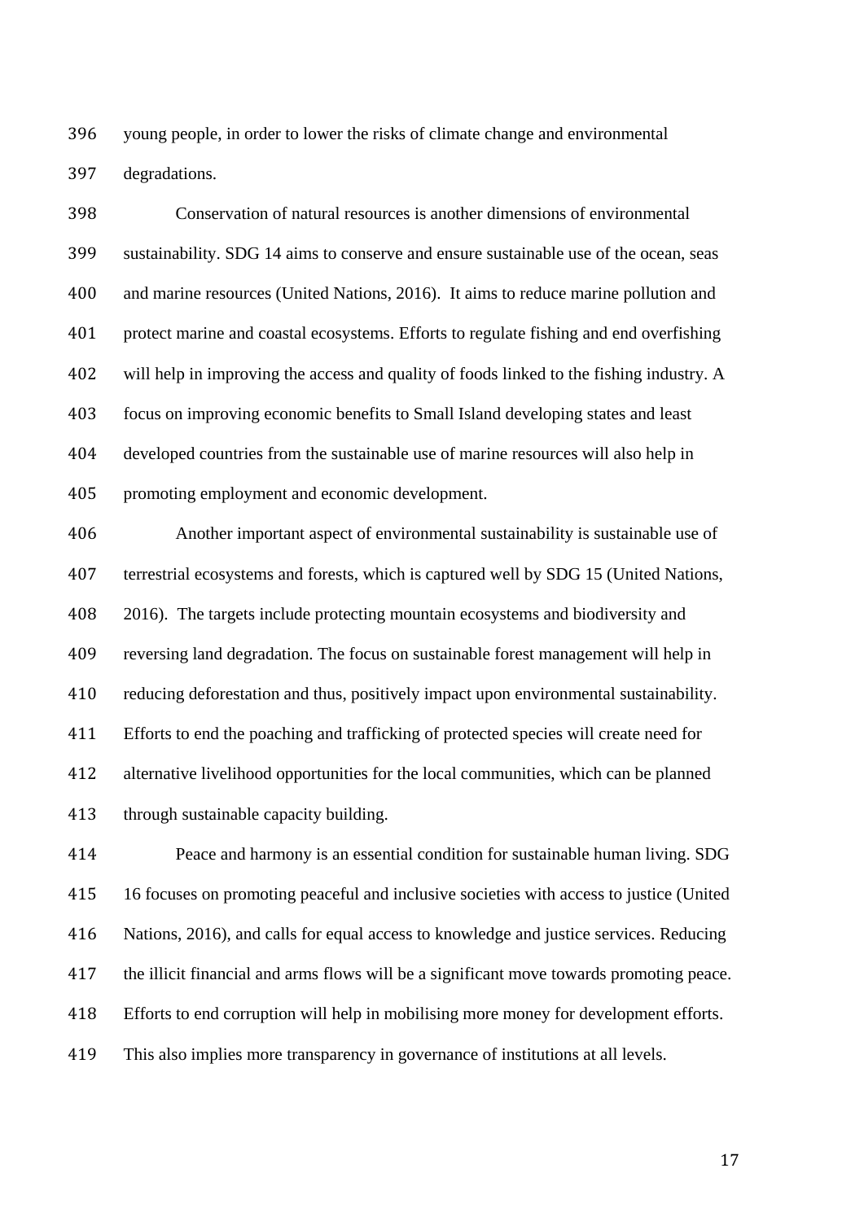young people, in order to lower the risks of climate change and environmental degradations.

Conservation of natural resources is another dimensions of environmental sustainability. SDG 14 aims to conserve and ensure sustainable use of the ocean, seas and marine resources (United Nations, 2016). It aims to reduce marine pollution and protect marine and coastal ecosystems. Efforts to regulate fishing and end overfishing will help in improving the access and quality of foods linked to the fishing industry. A focus on improving economic benefits to Small Island developing states and least developed countries from the sustainable use of marine resources will also help in promoting employment and economic development.

Another important aspect of environmental sustainability is sustainable use of terrestrial ecosystems and forests, which is captured well by SDG 15 (United Nations, 2016). The targets include protecting mountain ecosystems and biodiversity and reversing land degradation. The focus on sustainable forest management will help in reducing deforestation and thus, positively impact upon environmental sustainability. Efforts to end the poaching and trafficking of protected species will create need for alternative livelihood opportunities for the local communities, which can be planned through sustainable capacity building.

Peace and harmony is an essential condition for sustainable human living. SDG 16 focuses on promoting peaceful and inclusive societies with access to justice (United Nations, 2016), and calls for equal access to knowledge and justice services. Reducing the illicit financial and arms flows will be a significant move towards promoting peace. Efforts to end corruption will help in mobilising more money for development efforts. This also implies more transparency in governance of institutions at all levels.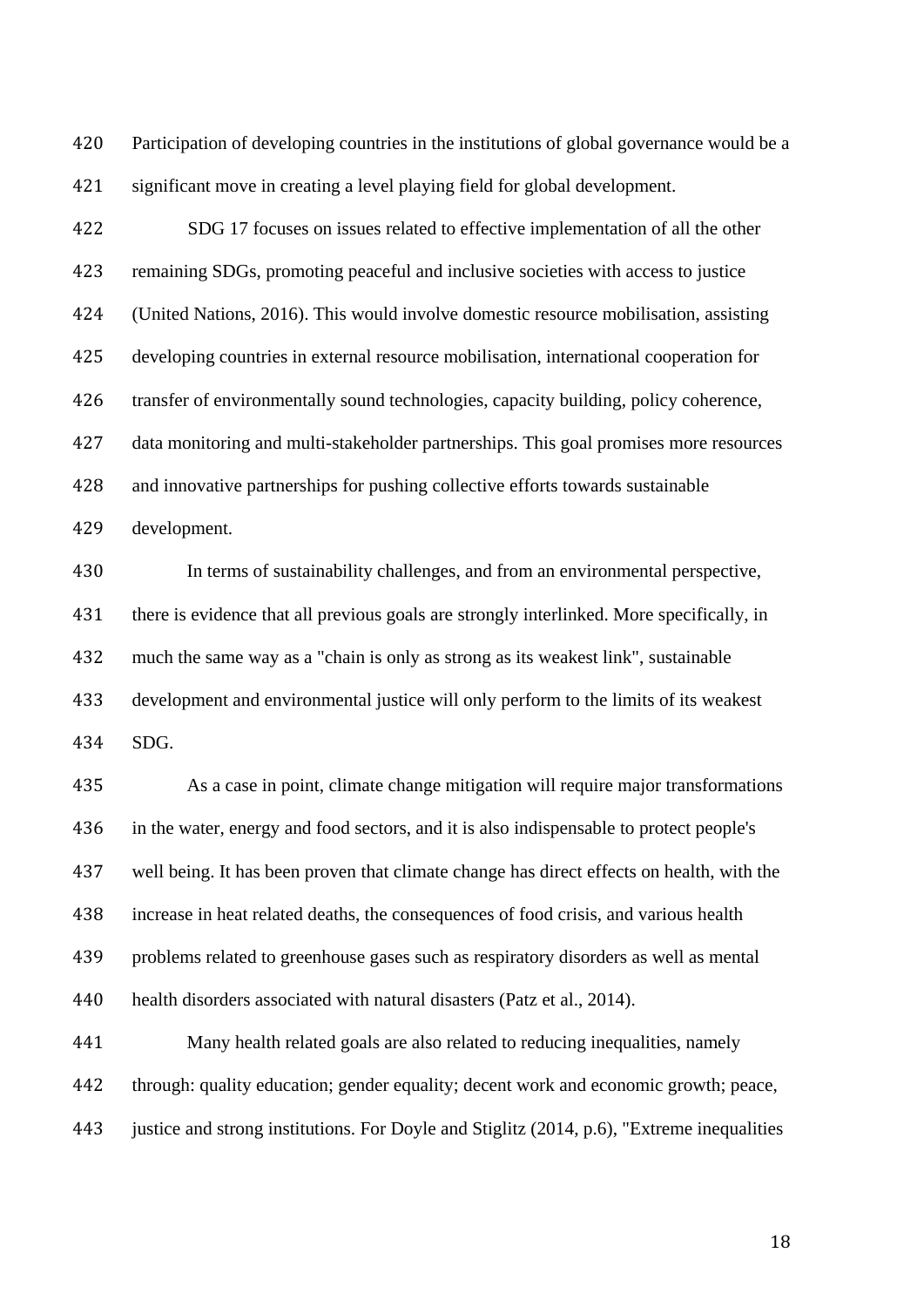Participation of developing countries in the institutions of global governance would be a significant move in creating a level playing field for global development.

SDG 17 focuses on issues related to effective implementation of all the other remaining SDGs, promoting peaceful and inclusive societies with access to justice (United Nations, 2016). This would involve domestic resource mobilisation, assisting developing countries in external resource mobilisation, international cooperation for transfer of environmentally sound technologies, capacity building, policy coherence, data monitoring and multi-stakeholder partnerships. This goal promises more resources and innovative partnerships for pushing collective efforts towards sustainable development.

In terms of sustainability challenges, and from an environmental perspective, there is evidence that all previous goals are strongly interlinked. More specifically, in much the same way as a "chain is only as strong as its weakest link", sustainable development and environmental justice will only perform to the limits of its weakest SDG.

As a case in point, climate change mitigation will require major transformations in the water, energy and food sectors, and it is also indispensable to protect people's well being. It has been proven that climate change has direct effects on health, with the increase in heat related deaths, the consequences of food crisis, and various health problems related to greenhouse gases such as respiratory disorders as well as mental health disorders associated with natural disasters (Patz et al., 2014).

Many health related goals are also related to reducing inequalities, namely through: quality education; gender equality; decent work and economic growth; peace, justice and strong institutions. For Doyle and Stiglitz (2014, p.6), "Extreme inequalities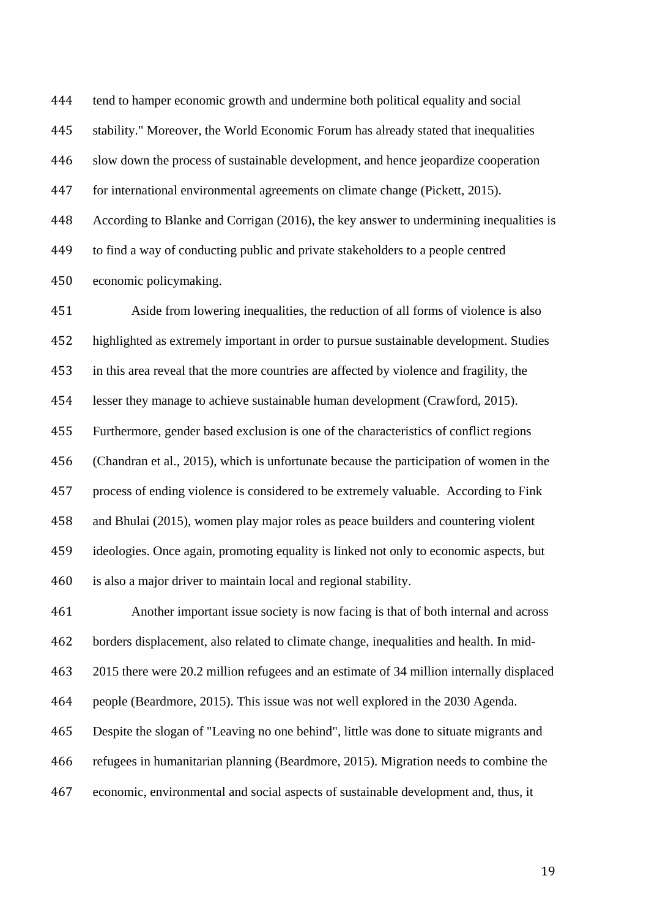tend to hamper economic growth and undermine both political equality and social stability." Moreover, the World Economic Forum has already stated that inequalities slow down the process of sustainable development, and hence jeopardize cooperation for international environmental agreements on climate change (Pickett, 2015). According to Blanke and Corrigan (2016), the key answer to undermining inequalities is to find a way of conducting public and private stakeholders to a people centred economic policymaking.

Aside from lowering inequalities, the reduction of all forms of violence is also highlighted as extremely important in order to pursue sustainable development. Studies in this area reveal that the more countries are affected by violence and fragility, the lesser they manage to achieve sustainable human development (Crawford, 2015). Furthermore, gender based exclusion is one of the characteristics of conflict regions (Chandran et al., 2015), which is unfortunate because the participation of women in the process of ending violence is considered to be extremely valuable. According to Fink and Bhulai (2015), women play major roles as peace builders and countering violent ideologies. Once again, promoting equality is linked not only to economic aspects, but is also a major driver to maintain local and regional stability.

Another important issue society is now facing is that of both internal and across borders displacement, also related to climate change, inequalities and health. In mid-2015 there were 20.2 million refugees and an estimate of 34 million internally displaced people (Beardmore, 2015). This issue was not well explored in the 2030 Agenda. Despite the slogan of "Leaving no one behind", little was done to situate migrants and refugees in humanitarian planning (Beardmore, 2015). Migration needs to combine the economic, environmental and social aspects of sustainable development and, thus, it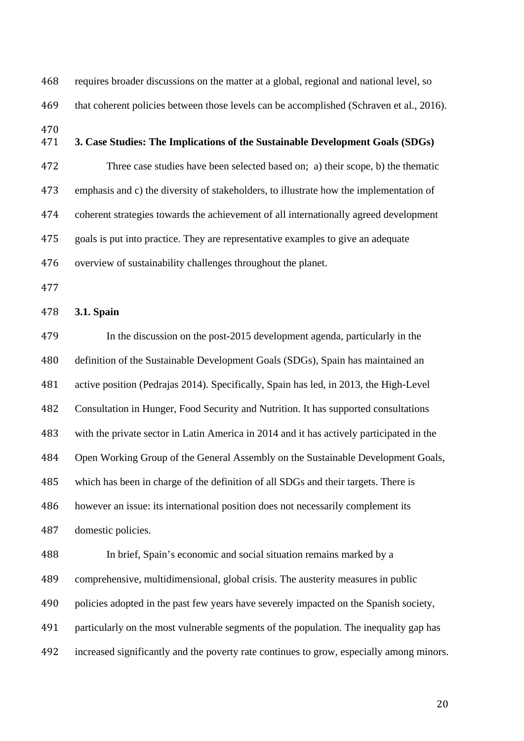requires broader discussions on the matter at a global, regional and national level, so that coherent policies between those levels can be accomplished (Schraven et al., 2016).

## 3. Case Studies: The Implications of the Sustainable Development Goals (SDGs)

Three case studies have been selected based on; a) their scope, b) the thematic emphasis and c) the diversity of stakeholders, to illustrate how the implementation of coherent strategies towards the achievement of all internationally agreed development goals is put into practice. They are representative examples to give an adequate overview of sustainability challenges throughout the planet.

### 3.1. Spain

In the discussion on the post-2015 development agenda, particularly in the definition of the Sustainable Development Goals (SDGs), Spain has maintained an active position (Pedrajas 2014). Specifically, Spain has led, in 2013, the High-Level Consultation in Hunger, Food Security and Nutrition. It has supported consultations with the private sector in Latin America in 2014 and it has actively participated in the Open Working Group of the General Assembly on the Sustainable Development Goals, which has been in charge of the definition of all SDGs and their targets. There is however an issue: its international position does not necessarily complement its domestic policies.

In brief, Spain's economic and social situation remains marked by a comprehensive, multidimensional, global crisis. The austerity measures in public policies adopted in the past few years have severely impacted on the Spanish society, particularly on the most vulnerable segments of the population. The inequality gap has increased significantly and the poverty rate continues to grow, especially among minors.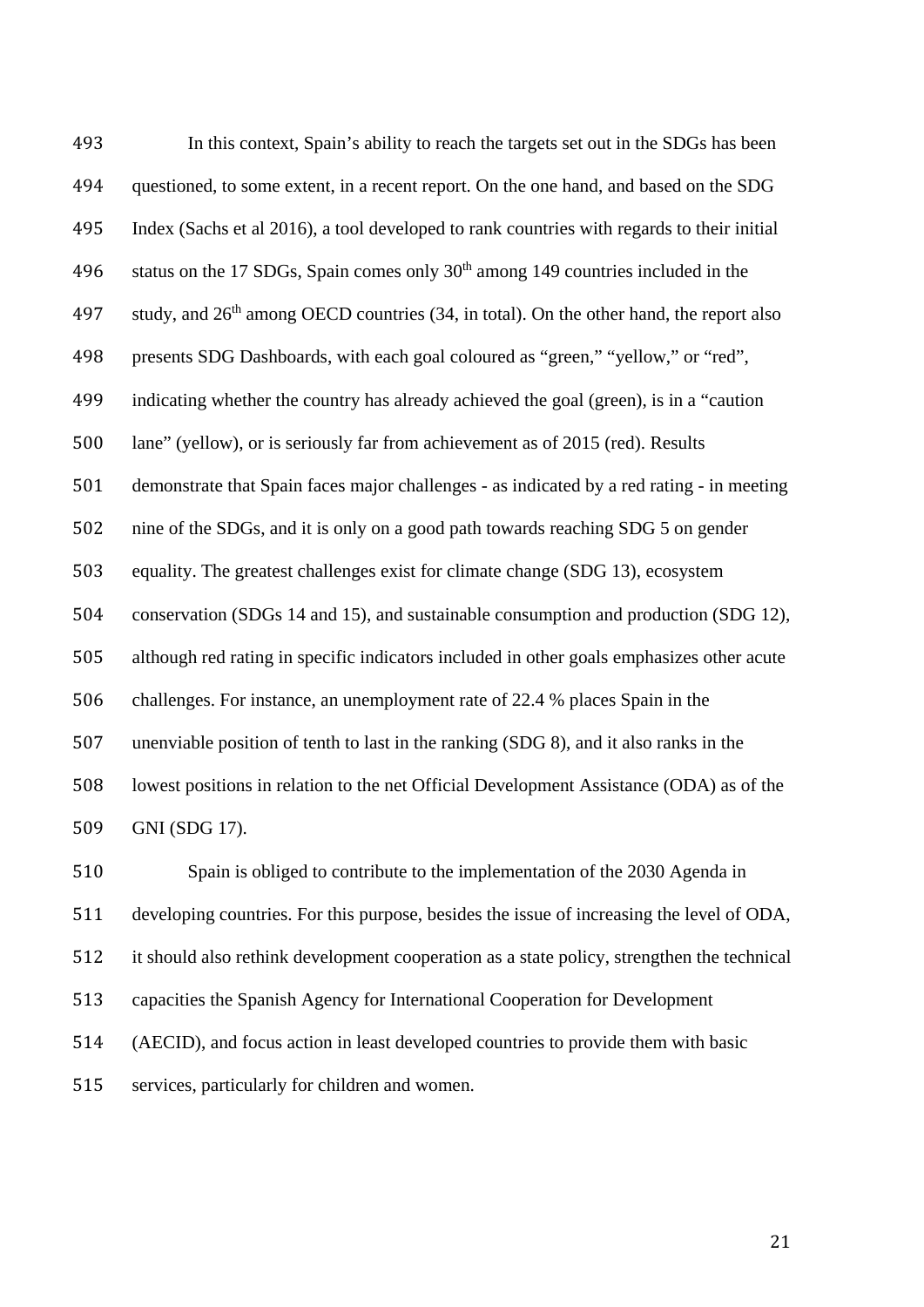In this context, Spain's ability to reach the targets set out in the SDGs has been questioned, to some extent, in a recent report. On the one hand, and based on the SDG Index (Sachs et al 2016), a tool developed to rank countries with regards to their initial status on the 17 SDGs, Spain comes only 30th among 149 countries included in the study, and 26th among OECD countries (34, in total). On the other hand, the report also presents SDG Dashboards, with each goal coloured as "green," "yellow," or "red", indicating whether the country has already achieved the goal (green), is in a "caution lane" (yellow), or is seriously far from achievement as of 2015 (red). Results demonstrate that Spain faces major challenges - as indicated by a red rating - in meeting nine of the SDGs, and it is only on a good path towards reaching SDG 5 on gender equality. The greatest challenges exist for climate change (SDG 13), ecosystem conservation (SDGs 14 and 15), and sustainable consumption and production (SDG 12), although red rating in specific indicators included in other goals emphasizes other acute challenges. For instance, an unemployment rate of 22.4 % places Spain in the unenviable position of tenth to last in the ranking (SDG 8), and it also ranks in the lowest positions in relation to the net Official Development Assistance (ODA) as of the GNI (SDG 17).

Spain is obliged to contribute to the implementation of the 2030 Agenda in developing countries. For this purpose, besides the issue of increasing the level of ODA, it should also rethink development cooperation as a state policy, strengthen the technical capacities the Spanish Agency for International Cooperation for Development (AECID), and focus action in least developed countries to provide them with basic services, particularly for children and women.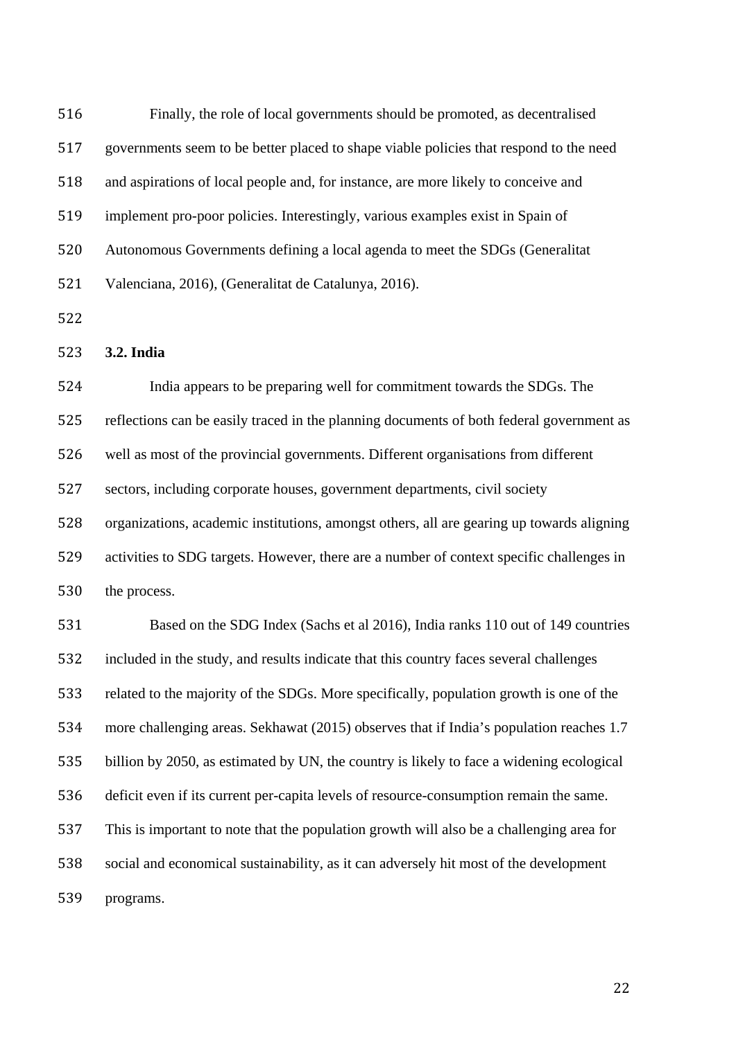Finally, the role of local governments should be promoted, as decentralised governments seem to be better placed to shape viable policies that respond to the need and aspirations of local people and, for instance, are more likely to conceive and implement pro-poor policies. Interestingly, various examples exist in Spain of Autonomous Governments defining a local agenda to meet the SDGs (Generalitat Valenciana, 2016), (Generalitat de Catalunya, 2016).

### 3.2. India

India appears to be preparing well for commitment towards the SDGs. The reflections can be easily traced in the planning documents of both federal government as well as most of the provincial governments. Different organisations from different sectors, including corporate houses, government departments, civil society organizations, academic institutions, amongst others, all are gearing up towards aligning activities to SDG targets. However, there are a number of context specific challenges in the process.

Based on the SDG Index (Sachs et al 2016), India ranks 110 out of 149 countries included in the study, and results indicate that this country faces several challenges related to the majority of the SDGs. More specifically, population growth is one of the more challenging areas. Sekhawat (2015) observes that if India's population reaches 1.7 billion by 2050, as estimated by UN, the country is likely to face a widening ecological deficit even if its current per-capita levels of resource-consumption remain the same. This is important to note that the population growth will also be a challenging area for social and economical sustainability, as it can adversely hit most of the development programs.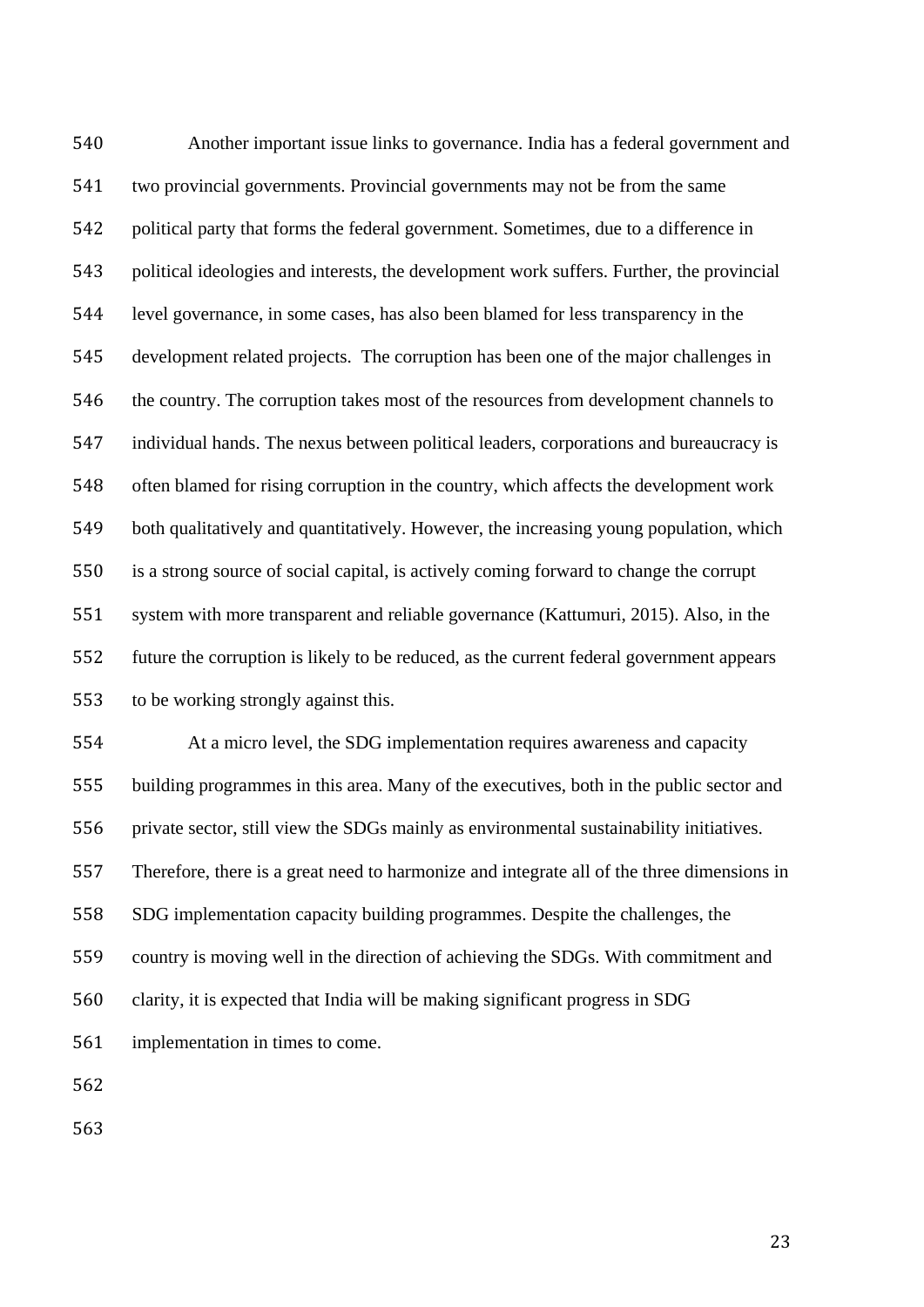Another important issue links to governance. India has a federal government and two provincial governments. Provincial governments may not be from the same political party that forms the federal government. Sometimes, due to a difference in political ideologies and interests, the development work suffers. Further, the provincial level governance, in some cases, has also been blamed for less transparency in the development related projects. The corruption has been one of the major challenges in the country. The corruption takes most of the resources from development channels to individual hands. The nexus between political leaders, corporations and bureaucracy is often blamed for rising corruption in the country, which affects the development work both qualitatively and quantitatively. However, the increasing young population, which is a strong source of social capital, is actively coming forward to change the corrupt system with more transparent and reliable governance (Kattumuri, 2015). Also, in the future the corruption is likely to be reduced, as the current federal government appears to be working strongly against this.

At a micro level, the SDG implementation requires awareness and capacity building programmes in this area. Many of the executives, both in the public sector and private sector, still view the SDGs mainly as environmental sustainability initiatives. Therefore, there is a great need to harmonize and integrate all of the three dimensions in SDG implementation capacity building programmes. Despite the challenges, the country is moving well in the direction of achieving the SDGs. With commitment and clarity, it is expected that India will be making significant progress in SDG implementation in times to come.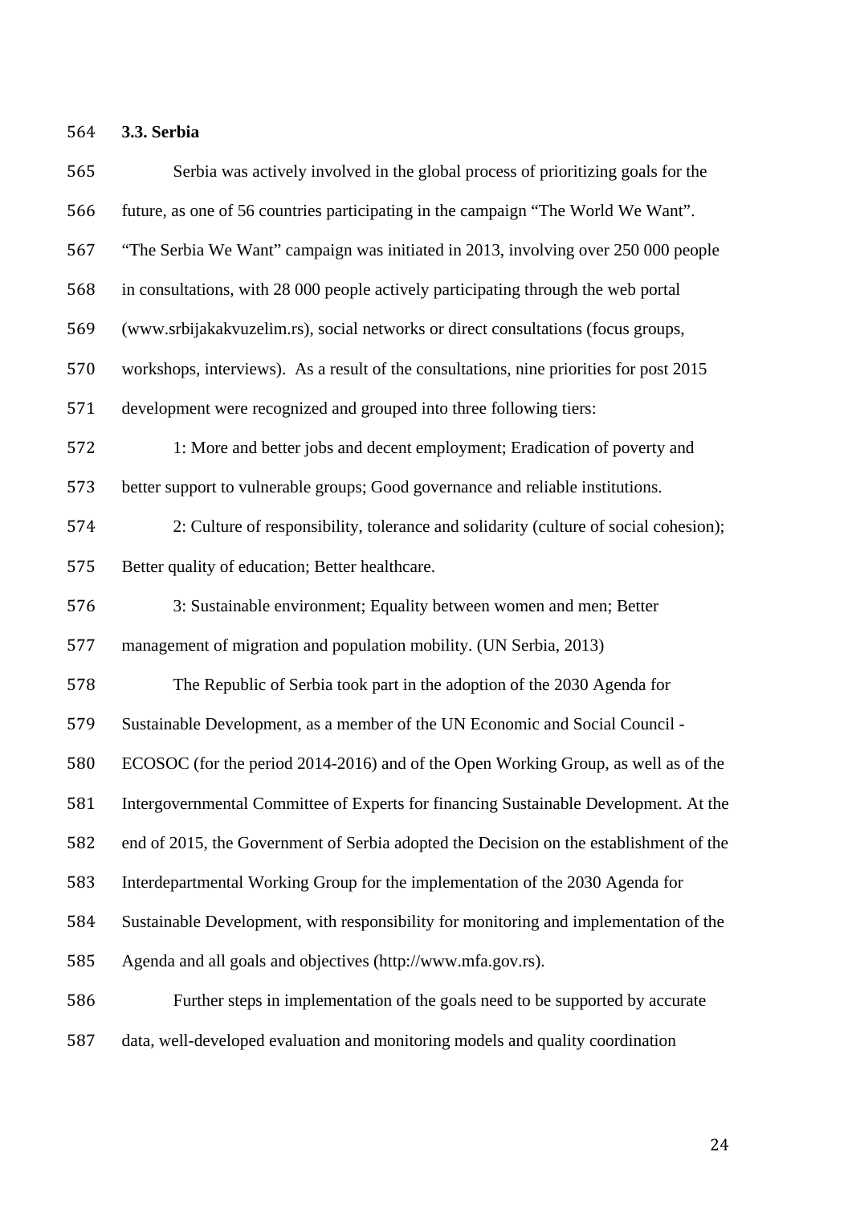### 3.3. Serbia

Serbia was actively involved in the global process of prioritizing goals for the future, as one of 56 countries participating in the campaign “The World We Want”. “The Serbia We Want” campaign was initiated in 2013, involving over 250 000 people in consultations, with 28 000 people actively participating through the web portal (www.srbijakakvuzelim.rs), social networks or direct consultations (focus groups, workshops, interviews). As a result of the consultations, nine priorities for post 2015 development were recognized and grouped into three following tiers:

1: More and better jobs and decent employment; Eradication of poverty and better support to vulnerable groups; Good governance and reliable institutions.

2: Culture of responsibility, tolerance and solidarity (culture of social cohesion); Better quality of education; Better healthcare.

3: Sustainable environment; Equality between women and men; Better management of migration and population mobility. (UN Serbia, 2013)

The Republic of Serbia took part in the adoption of the 2030 Agenda for Sustainable Development, as a member of the UN Economic and Social Council - ECOSOC (for the period 2014-2016) and of the Open Working Group, as well as of the Intergovernmental Committee of Experts for financing Sustainable Development. At the end of 2015, the Government of Serbia adopted the Decision on the establishment of the Interdepartmental Working Group for the implementation of the 2030 Agenda for Sustainable Development, with responsibility for monitoring and implementation of the Agenda and all goals and objectives (http://www.mfa.gov.rs).

Further steps in implementation of the goals need to be supported by accurate data, well-developed evaluation and monitoring models and quality coordination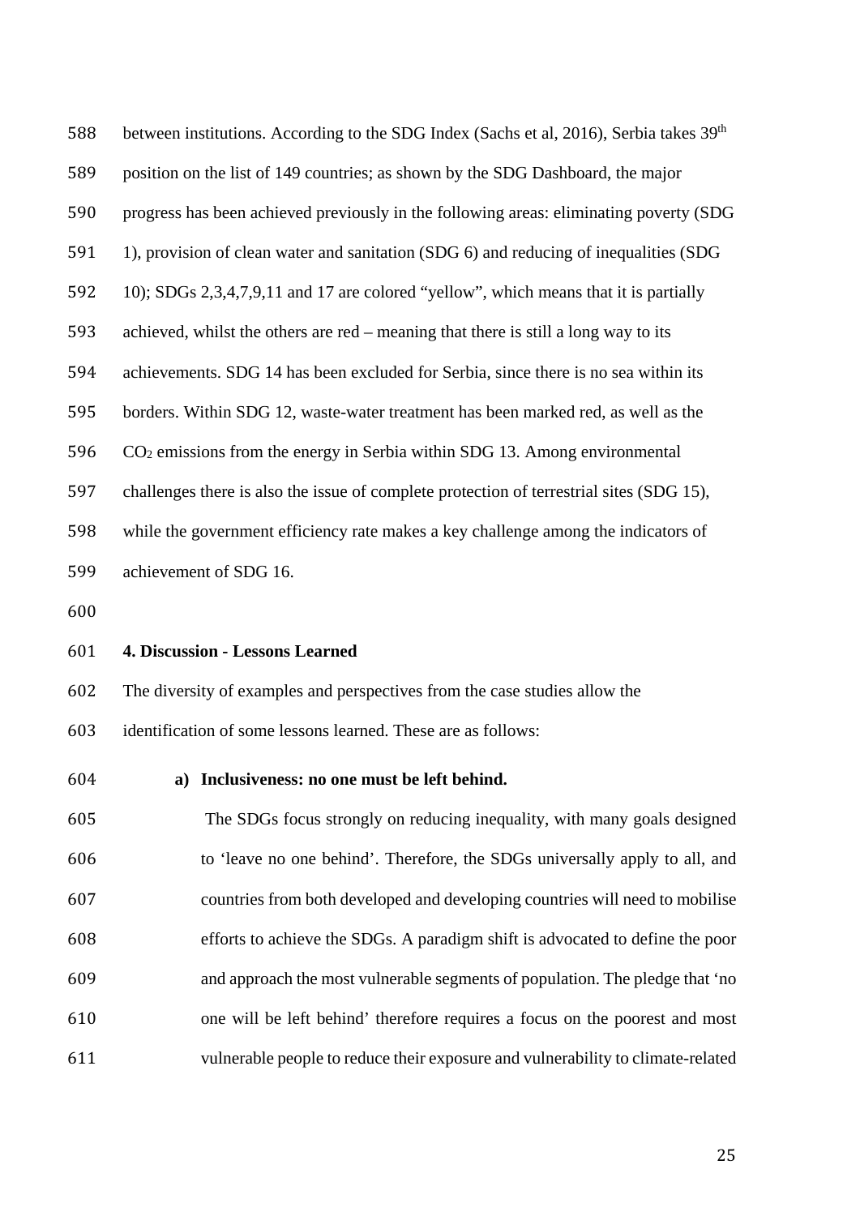between institutions. According to the SDG Index (Sachs et al, 2016), Serbia takes 39th position on the list of 149 countries; as shown by the SDG Dashboard, the major progress has been achieved previously in the following areas: eliminating poverty (SDG 1), provision of clean water and sanitation (SDG 6) and reducing of inequalities (SDG 10); SDGs 2,3,4,7,9,11 and 17 are colored "yellow", which means that it is partially achieved, whilst the others are red – meaning that there is still a long way to its achievements. SDG 14 has been excluded for Serbia, since there is no sea within its borders. Within SDG 12, waste-water treatment has been marked red, as well as the $CO_2$ emissions from the energy in Serbia within SDG 13. Among environmental challenges there is also the issue of complete protection of terrestrial sites (SDG 15), while the government efficiency rate makes a key challenge among the indicators of achievement of SDG 16.

## 4. Discussion - Lessons Learned

The diversity of examples and perspectives from the case studies allow the identification of some lessons learned. These are as follows:

**a) Inclusiveness: no one must be left behind.**

The SDGs focus strongly on reducing inequality, with many goals designed to 'leave no one behind'. Therefore, the SDGs universally apply to all, and countries from both developed and developing countries will need to mobilise efforts to achieve the SDGs. A paradigm shift is advocated to define the poor and approach the most vulnerable segments of population. The pledge that 'no one will be left behind' therefore requires a focus on the poorest and most vulnerable people to reduce their exposure and vulnerability to climate-related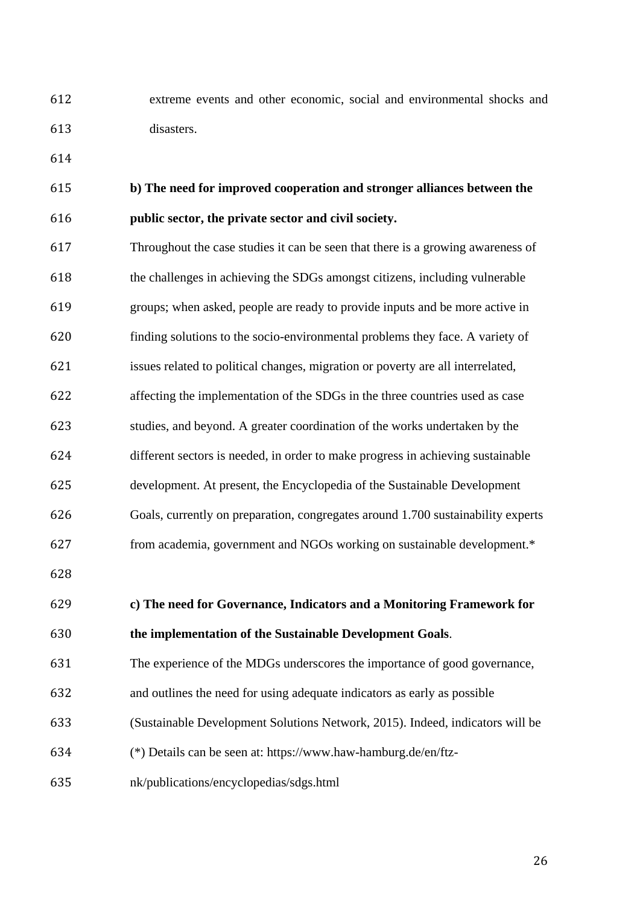extreme events and other economic, social and environmental shocks and disasters.

**b) The need for improved cooperation and stronger alliances between the public sector, the private sector and civil society.**

Throughout the case studies it can be seen that there is a growing awareness of the challenges in achieving the SDGs amongst citizens, including vulnerable groups; when asked, people are ready to provide inputs and be more active in finding solutions to the socio-environmental problems they face. A variety of issues related to political changes, migration or poverty are all interrelated, affecting the implementation of the SDGs in the three countries used as case studies, and beyond. A greater coordination of the works undertaken by the different sectors is needed, in order to make progress in achieving sustainable development. At present, the Encyclopedia of the Sustainable Development Goals, currently on preparation, congregates around 1.700 sustainability experts from academia, government and NGOs working on sustainable development.*

**c) The need for Governance, Indicators and a Monitoring Framework for the implementation of the Sustainable Development Goals**.

The experience of the MDGs underscores the importance of good governance, and outlines the need for using adequate indicators as early as possible (Sustainable Development Solutions Network, 2015). Indeed, indicators will be

(*) Details can be seen at: https://www.haw-hamburg.de/en/ftz-nk/publications/encyclopedias/sdgs.html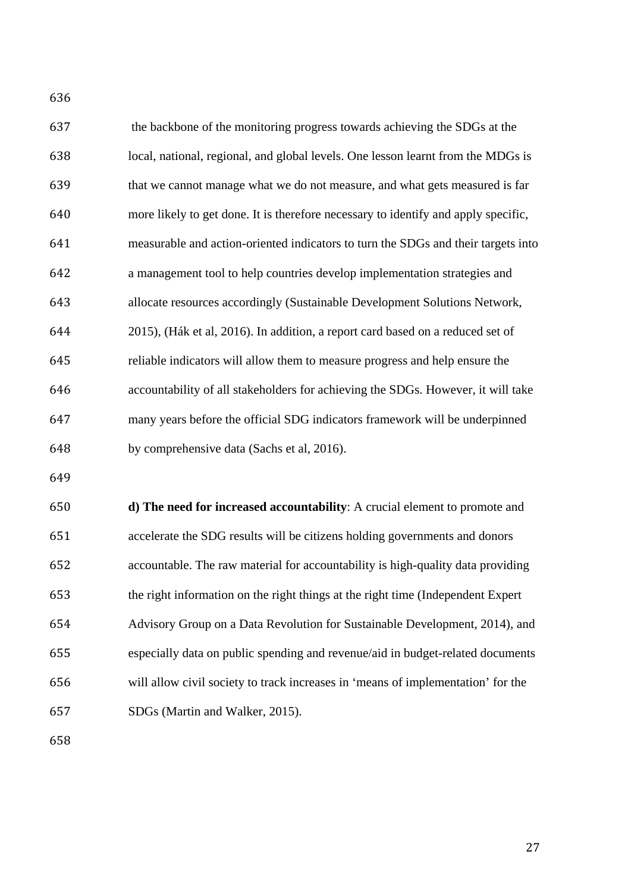the backbone of the monitoring progress towards achieving the SDGs at the local, national, regional, and global levels. One lesson learnt from the MDGs is that we cannot manage what we do not measure, and what gets measured is far more likely to get done. It is therefore necessary to identify and apply specific, measurable and action-oriented indicators to turn the SDGs and their targets into a management tool to help countries develop implementation strategies and allocate resources accordingly (Sustainable Development Solutions Network, 2015), (Hák et al, 2016). In addition, a report card based on a reduced set of reliable indicators will allow them to measure progress and help ensure the accountability of all stakeholders for achieving the SDGs. However, it will take many years before the official SDG indicators framework will be underpinned by comprehensive data (Sachs et al, 2016).

**d) The need for increased accountability**: A crucial element to promote and accelerate the SDG results will be citizens holding governments and donors accountable. The raw material for accountability is high-quality data providing the right information on the right things at the right time (Independent Expert Advisory Group on a Data Revolution for Sustainable Development, 2014), and especially data on public spending and revenue/aid in budget-related documents will allow civil society to track increases in 'means of implementation' for the SDGs (Martin and Walker, 2015).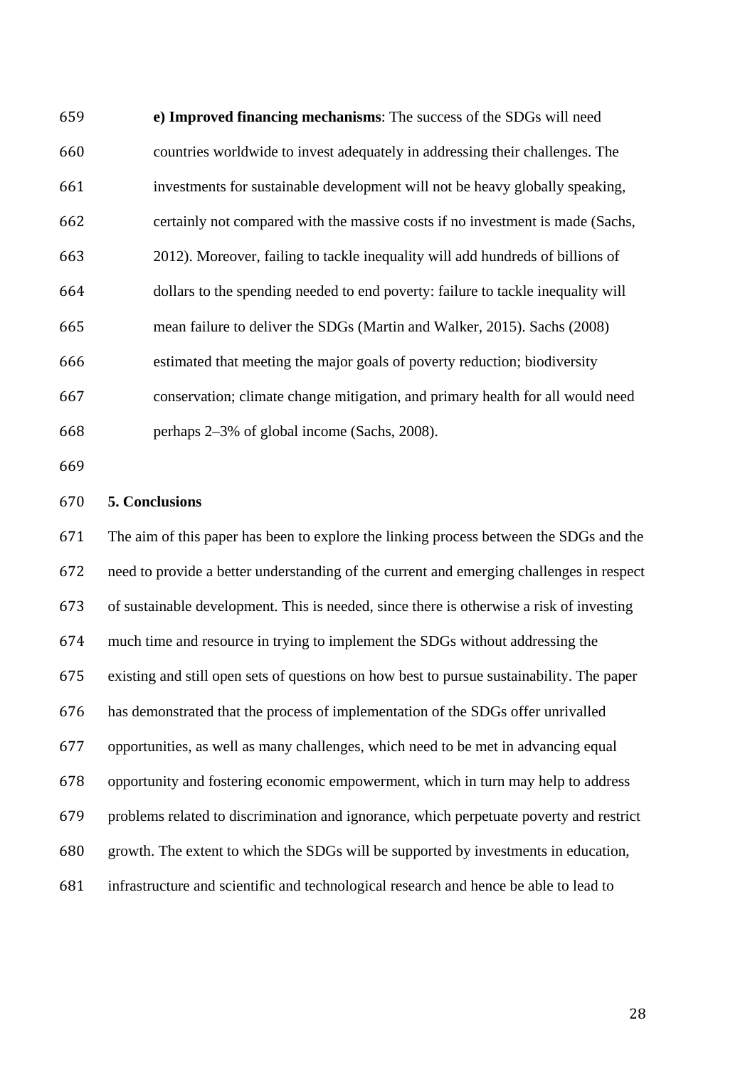**e) Improved financing mechanisms**: The success of the SDGs will need countries worldwide to invest adequately in addressing their challenges. The investments for sustainable development will not be heavy globally speaking, certainly not compared with the massive costs if no investment is made (Sachs, 2012). Moreover, failing to tackle inequality will add hundreds of billions of dollars to the spending needed to end poverty: failure to tackle inequality will mean failure to deliver the SDGs (Martin and Walker, 2015). Sachs (2008) estimated that meeting the major goals of poverty reduction; biodiversity conservation; climate change mitigation, and primary health for all would need perhaps 2–3% of global income (Sachs, 2008).

## 5. Conclusions

The aim of this paper has been to explore the linking process between the SDGs and the need to provide a better understanding of the current and emerging challenges in respect of sustainable development. This is needed, since there is otherwise a risk of investing much time and resource in trying to implement the SDGs without addressing the existing and still open sets of questions on how best to pursue sustainability. The paper has demonstrated that the process of implementation of the SDGs offer unrivalled opportunities, as well as many challenges, which need to be met in advancing equal opportunity and fostering economic empowerment, which in turn may help to address problems related to discrimination and ignorance, which perpetuate poverty and restrict growth. The extent to which the SDGs will be supported by investments in education, infrastructure and scientific and technological research and hence be able to lead to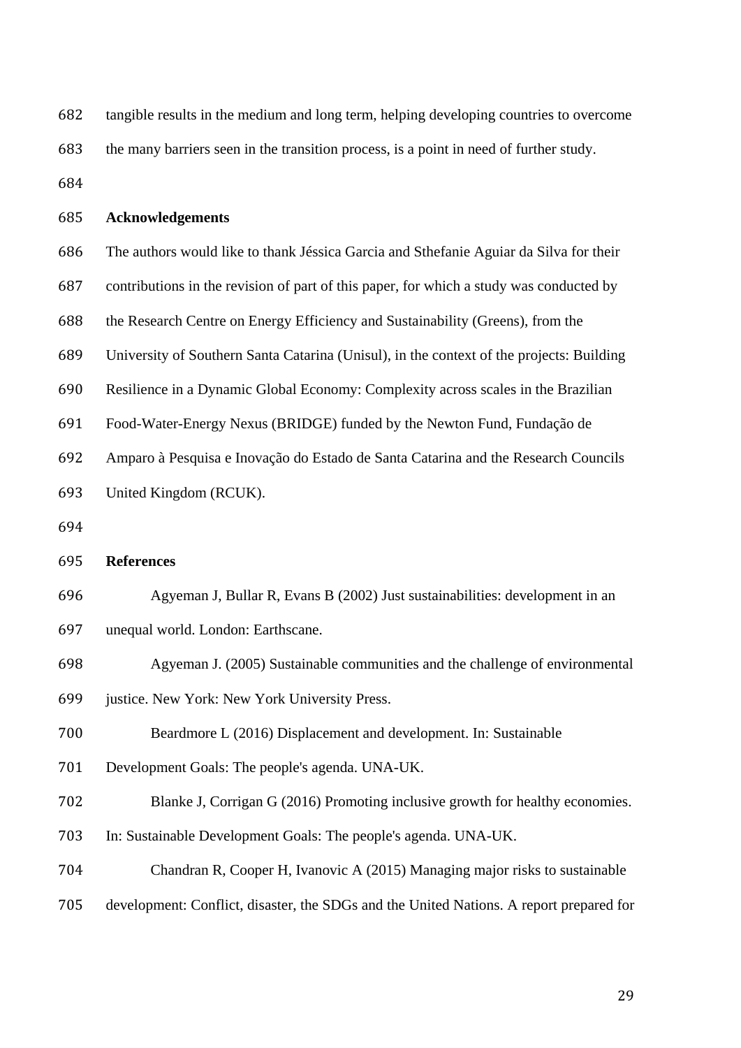tangible results in the medium and long term, helping developing countries to overcome the many barriers seen in the transition process, is a point in need of further study.

## Acknowledgements

The authors would like to thank Jéssica Garcia and Sthefanie Aguiar da Silva for their contributions in the revision of part of this paper, for which a study was conducted by the Research Centre on Energy Efficiency and Sustainability (Greens), from the University of Southern Santa Catarina (Unisul), in the context of the projects: Building Resilience in a Dynamic Global Economy: Complexity across scales in the Brazilian Food-Water-Energy Nexus (BRIDGE) funded by the Newton Fund, Fundação de Amparo à Pesquisa e Inovação do Estado de Santa Catarina and the Research Councils United Kingdom (RCUK).

## References

Agyeman J, Bullar R, Evans B (2002) Just sustainabilities: development in an unequal world. London: Earthscane.

Agyeman J. (2005) Sustainable communities and the challenge of environmental justice. New York: New York University Press.

Beardmore L (2016) Displacement and development. In: Sustainable Development Goals: The people's agenda. UNA-UK.

Blanke J, Corrigan G (2016) Promoting inclusive growth for healthy economies. In: Sustainable Development Goals: The people's agenda. UNA-UK.

Chandran R, Cooper H, Ivanovic A (2015) Managing major risks to sustainable development: Conflict, disaster, the SDGs and the United Nations. A report prepared for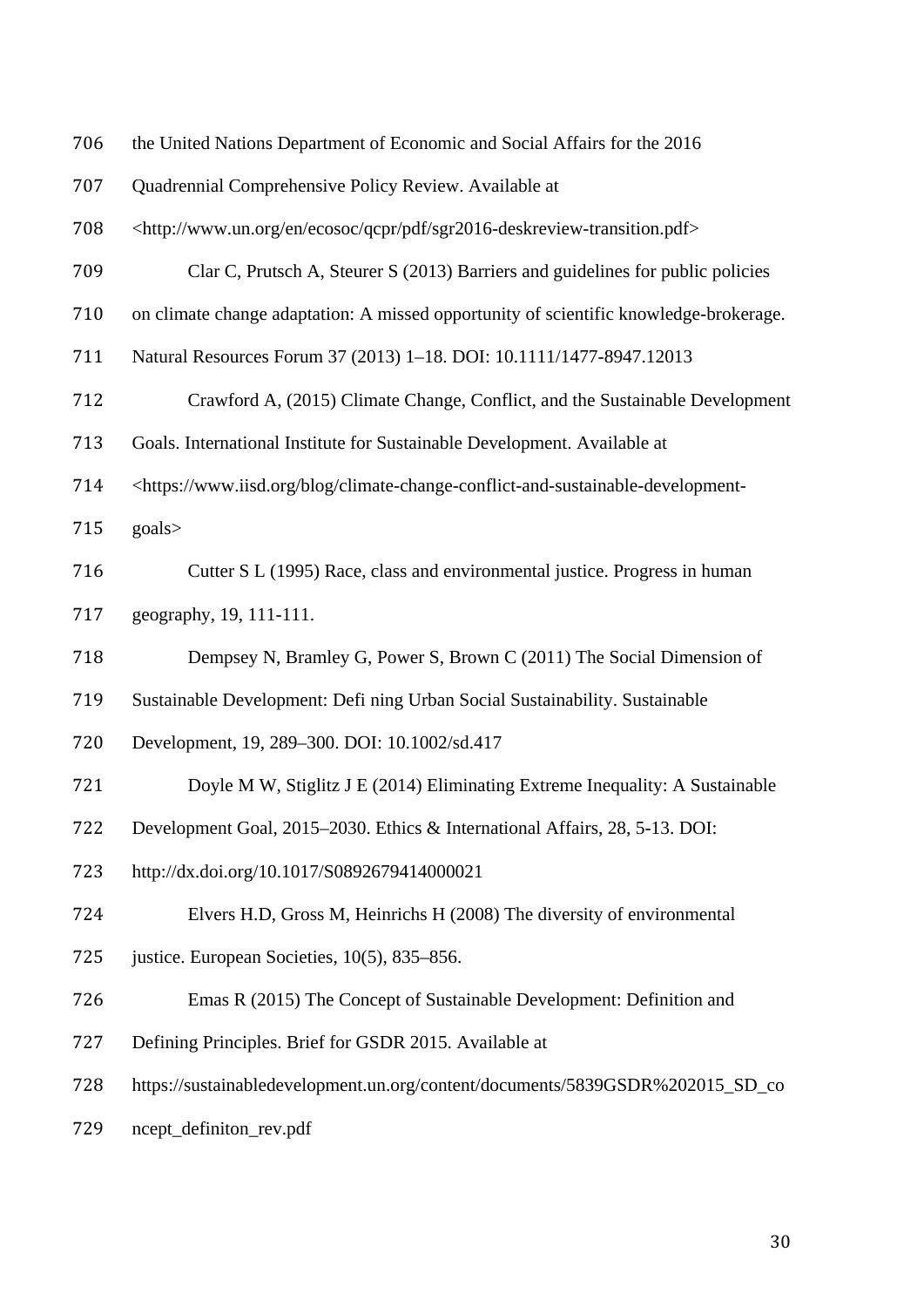the United Nations Department of Economic and Social Affairs for the 2016 Quadrennial Comprehensive Policy Review. Available at <http://www.un.org/en/ecosoc/qcpr/pdf/sgr2016-deskreview-transition.pdf>

Clar C, Prutsch A, Steurer S (2013) Barriers and guidelines for public policies on climate change adaptation: A missed opportunity of scientific knowledge-brokerage. Natural Resources Forum 37 (2013) 1–18. DOI: 10.1111/1477-8947.12013

Crawford A, (2015) Climate Change, Conflict, and the Sustainable Development Goals. International Institute for Sustainable Development. Available at <https://www.iisd.org/blog/climate-change-conflict-and-sustainable-development-goals>

Cutter S L (1995) Race, class and environmental justice. Progress in human geography, 19, 111-111.

Dempsey N, Bramley G, Power S, Brown C (2011) The Social Dimension of Sustainable Development: Defi ning Urban Social Sustainability. Sustainable Development, 19, 289–300. DOI: 10.1002/sd.417

Doyle M W, Stiglitz J E (2014) Eliminating Extreme Inequality: A Sustainable Development Goal, 2015–2030. Ethics & International Affairs, 28, 5-13. DOI: http://dx.doi.org/10.1017/S0892679414000021

Elvers H.D, Gross M, Heinrichs H (2008) The diversity of environmental justice. European Societies, 10(5), 835–856.

Emas R (2015) The Concept of Sustainable Development: Definition and Defining Principles. Brief for GSDR 2015. Available at https://sustainabledevelopment.un.org/content/documents/5839GSDR%202015_SD_concept_definiton_rev.pdf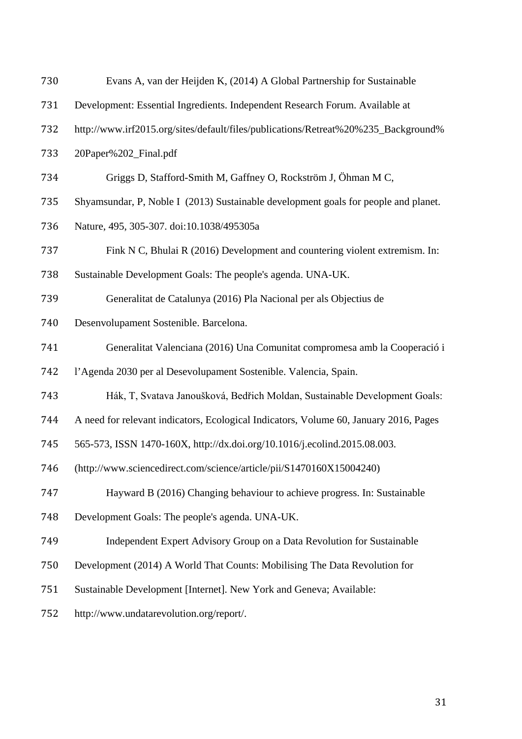Evans A, van der Heijden K, (2014) A Global Partnership for Sustainable Development: Essential Ingredients. Independent Research Forum. Available at http://www.irf2015.org/sites/default/files/publications/Retreat%20%235_Background%20Paper%202_Final.pdf

Griggs D, Stafford-Smith M, Gaffney O, Rockström J, Öhman M C, Shyamsundar, P, Noble I (2013) Sustainable development goals for people and planet. Nature, 495, 305-307. doi:10.1038/495305a

Fink N C, Bhulai R (2016) Development and countering violent extremism. In: Sustainable Development Goals: The people's agenda. UNA-UK.

Generalitat de Catalunya (2016) Pla Nacional per als Objectius de Desenvolupament Sostenible. Barcelona.

Generalitat Valenciana (2016) Una Comunitat compromesa amb la Cooperació i l'Agenda 2030 per al Desevolupament Sostenible. Valencia, Spain.

Hák, T, Svatava Janoušková, Bedřich Moldan, Sustainable Development Goals: A need for relevant indicators, Ecological Indicators, Volume 60, January 2016, Pages 565-573, ISSN 1470-160X, http://dx.doi.org/10.1016/j.ecolind.2015.08.003. (http://www.sciencedirect.com/science/article/pii/S1470160X15004240)

Hayward B (2016) Changing behaviour to achieve progress. In: Sustainable Development Goals: The people's agenda. UNA-UK.

Independent Expert Advisory Group on a Data Revolution for Sustainable Development (2014) A World That Counts: Mobilising The Data Revolution for Sustainable Development [Internet]. New York and Geneva; Available: http://www.undatarevolution.org/report/.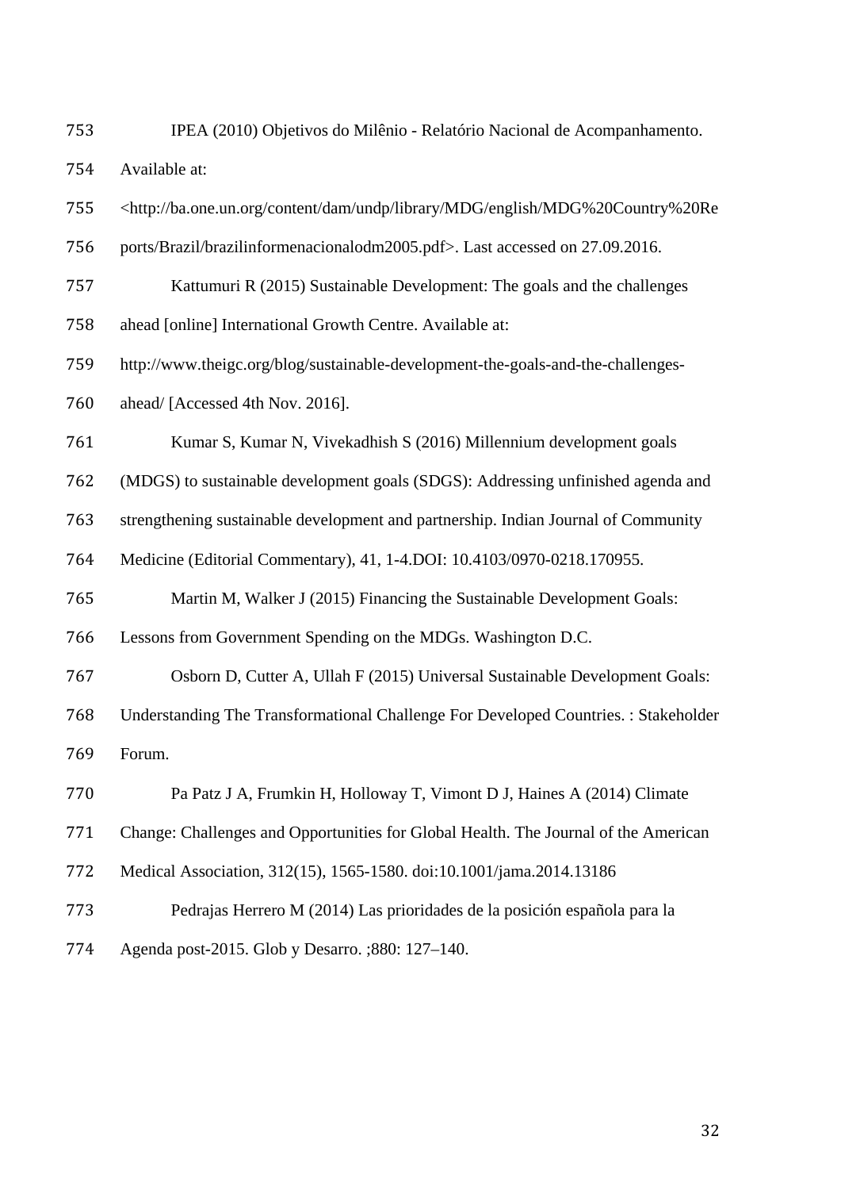IPEA (2010) Objetivos do Milênio - Relatório Nacional de Acompanhamento. Available at: <http://ba.one.un.org/content/dam/undp/library/MDG/english/MDG%20Country%20Reports/Brazil/brazilinformenacionalodm2005.pdf>. Last accessed on 27.09.2016.

Kattumuri R (2015) Sustainable Development: The goals and the challenges ahead [online] International Growth Centre. Available at: http://www.theigc.org/blog/sustainable-development-the-goals-and-the-challenges-ahead/ [Accessed 4th Nov. 2016].

Kumar S, Kumar N, Vivekadhish S (2016) Millennium development goals (MDGS) to sustainable development goals (SDGS): Addressing unfinished agenda and strengthening sustainable development and partnership. Indian Journal of Community Medicine (Editorial Commentary), 41, 1-4.DOI: 10.4103/0970-0218.170955.

Martin M, Walker J (2015) Financing the Sustainable Development Goals: Lessons from Government Spending on the MDGs. Washington D.C.

Osborn D, Cutter A, Ullah F (2015) Universal Sustainable Development Goals: Understanding The Transformational Challenge For Developed Countries. : Stakeholder Forum.

Pa Patz J A, Frumkin H, Holloway T, Vimont D J, Haines A (2014) Climate Change: Challenges and Opportunities for Global Health. The Journal of the American Medical Association, 312(15), 1565-1580. doi:10.1001/jama.2014.13186

Pedrajas Herrero M (2014) Las prioridades de la posición española para la Agenda post-2015. Glob y Desarro. ;880: 127–140.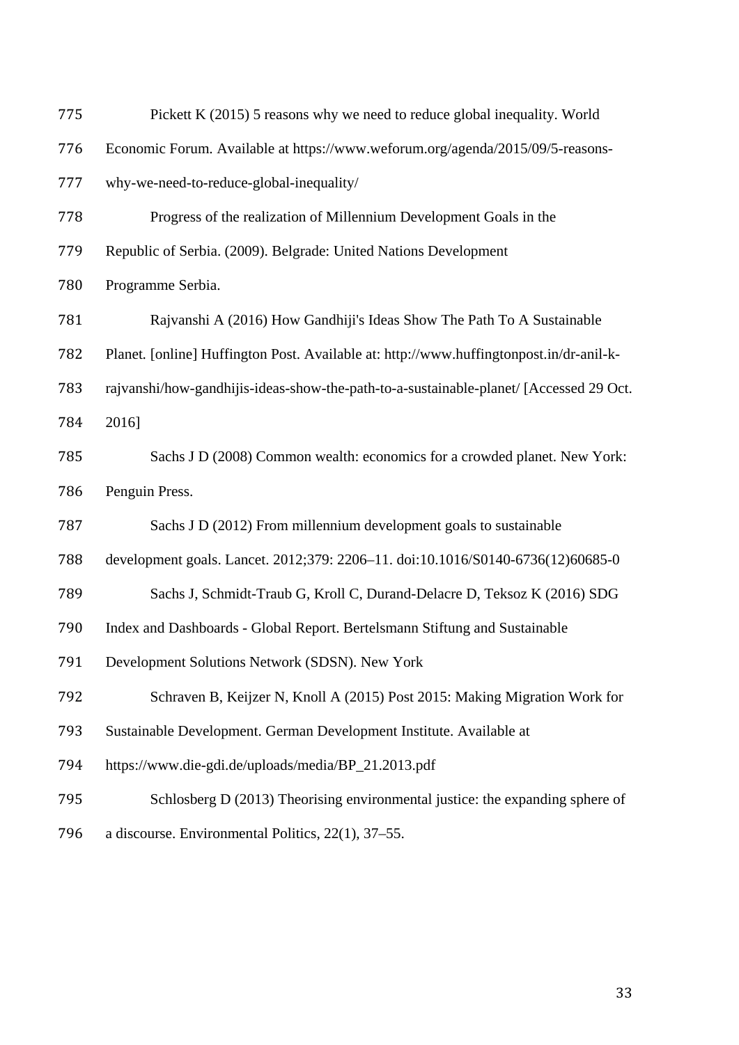Pickett K (2015) 5 reasons why we need to reduce global inequality. World Economic Forum. Available at https://www.weforum.org/agenda/2015/09/5-reasons-why-we-need-to-reduce-global-inequality/

Progress of the realization of Millennium Development Goals in the Republic of Serbia. (2009). Belgrade: United Nations Development Programme Serbia.

Rajvanshi A (2016) How Gandhiji's Ideas Show The Path To A Sustainable Planet. [online] Huffington Post. Available at: http://www.huffingtonpost.in/dr-anil-k-rajvanshi/how-gandhijis-ideas-show-the-path-to-a-sustainable-planet/ [Accessed 29 Oct. 2016]

Sachs J D (2008) Common wealth: economics for a crowded planet. New York: Penguin Press.

Sachs J D (2012) From millennium development goals to sustainable development goals. Lancet. 2012;379: 2206–11. doi:10.1016/S0140-6736(12)60685-0

Sachs J, Schmidt-Traub G, Kroll C, Durand-Delacre D, Teksoz K (2016) SDG Index and Dashboards - Global Report. Bertelsmann Stiftung and Sustainable Development Solutions Network (SDSN). New York

Schraven B, Keijzer N, Knoll A (2015) Post 2015: Making Migration Work for Sustainable Development. German Development Institute. Available at https://www.die-gdi.de/uploads/media/BP_21.2013.pdf

Schlosberg D (2013) Theorising environmental justice: the expanding sphere of a discourse. Environmental Politics, 22(1), 37–55.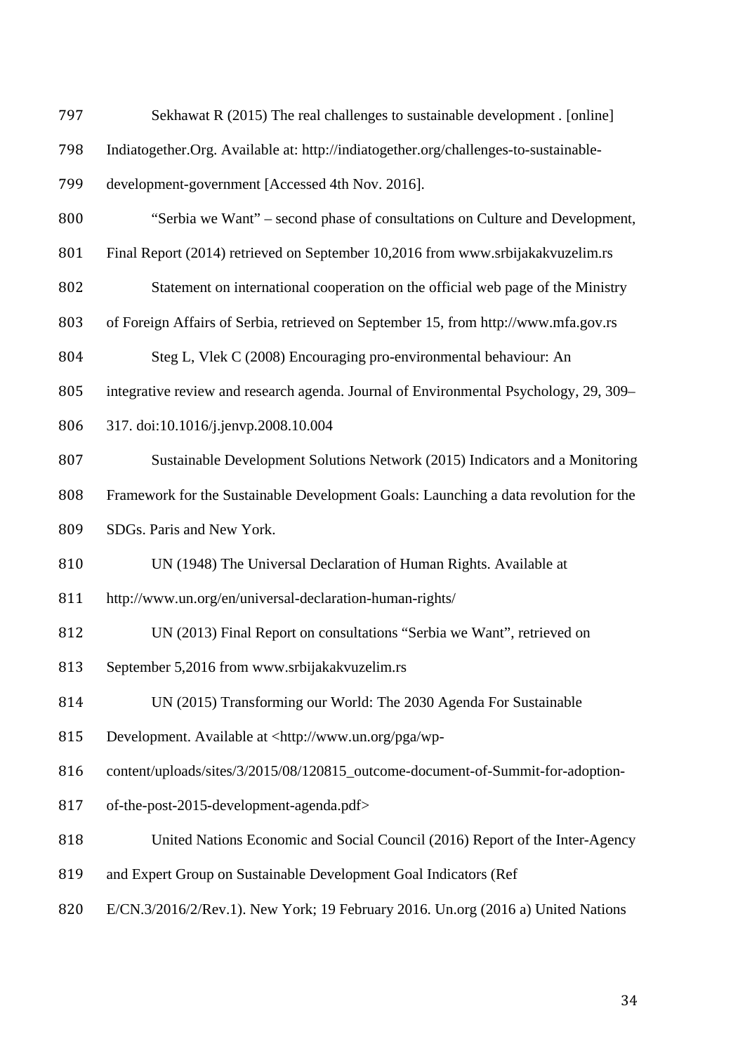Sekhawat R (2015) The real challenges to sustainable development . [online] Indiatogether.Org. Available at: http://indiatogether.org/challenges-to-sustainable-development-government [Accessed 4th Nov. 2016].

"Serbia we Want" – second phase of consultations on Culture and Development, Final Report (2014) retrieved on September 10,2016 from www.srbijakakvuzelim.rs

Statement on international cooperation on the official web page of the Ministry of Foreign Affairs of Serbia, retrieved on September 15, from http://www.mfa.gov.rs

Steg L, Vlek C (2008) Encouraging pro-environmental behaviour: An integrative review and research agenda. Journal of Environmental Psychology, 29, 309–317. doi:10.1016/j.jenvp.2008.10.004

Sustainable Development Solutions Network (2015) Indicators and a Monitoring Framework for the Sustainable Development Goals: Launching a data revolution for the SDGs. Paris and New York.

UN (1948) The Universal Declaration of Human Rights. Available at http://www.un.org/en/universal-declaration-human-rights/

UN (2013) Final Report on consultations "Serbia we Want", retrieved on September 5,2016 from www.srbijakakvuzelim.rs

UN (2015) Transforming our World: The 2030 Agenda For Sustainable Development. Available at <http://www.un.org/pga/wp-content/uploads/sites/3/2015/08/120815_outcome-document-of-Summit-for-adoption-of-the-post-2015-development-agenda.pdf>

United Nations Economic and Social Council (2016) Report of the Inter-Agency and Expert Group on Sustainable Development Goal Indicators (Ref E/CN.3/2016/2/Rev.1). New York; 19 February 2016. Un.org (2016 a) United Nations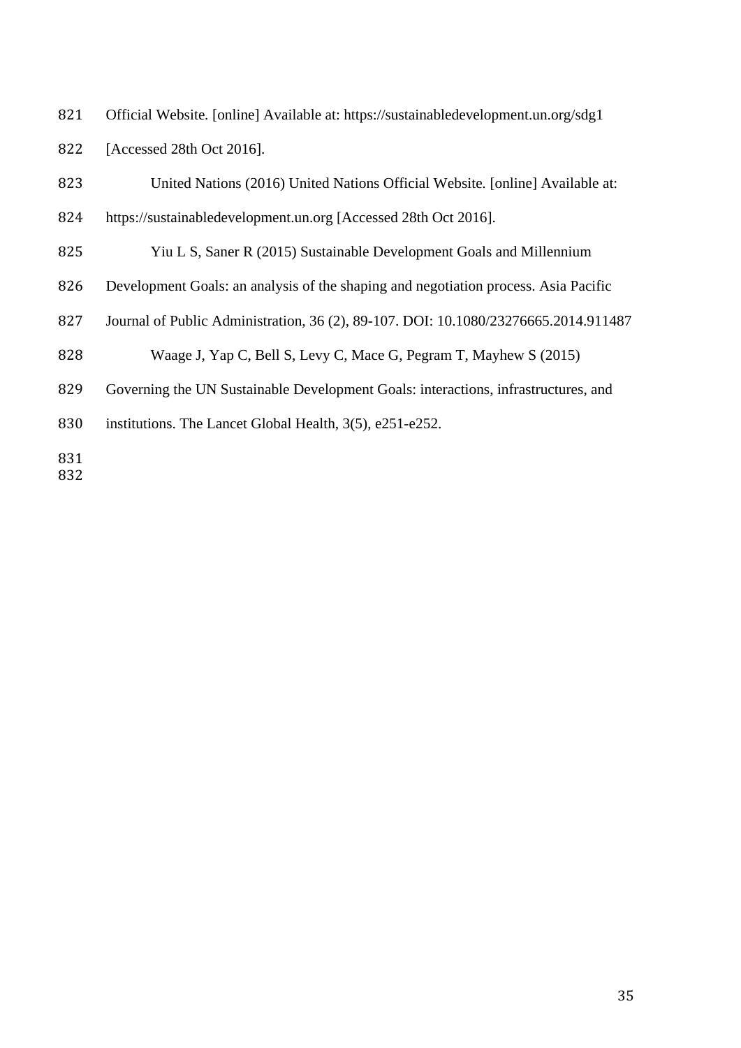Official Website. [online] Available at: https://sustainabledevelopment.un.org/sdg1 [Accessed 28th Oct 2016].

United Nations (2016) United Nations Official Website. [online] Available at: https://sustainabledevelopment.un.org [Accessed 28th Oct 2016].

Yiu L S, Saner R (2015) Sustainable Development Goals and Millennium Development Goals: an analysis of the shaping and negotiation process. Asia Pacific Journal of Public Administration, 36 (2), 89-107. DOI: 10.1080/23276665.2014.911487

Waage J, Yap C, Bell S, Levy C, Mace G, Pegram T, Mayhew S (2015) Governing the UN Sustainable Development Goals: interactions, infrastructures, and institutions. The Lancet Global Health, 3(5), e251-e252.